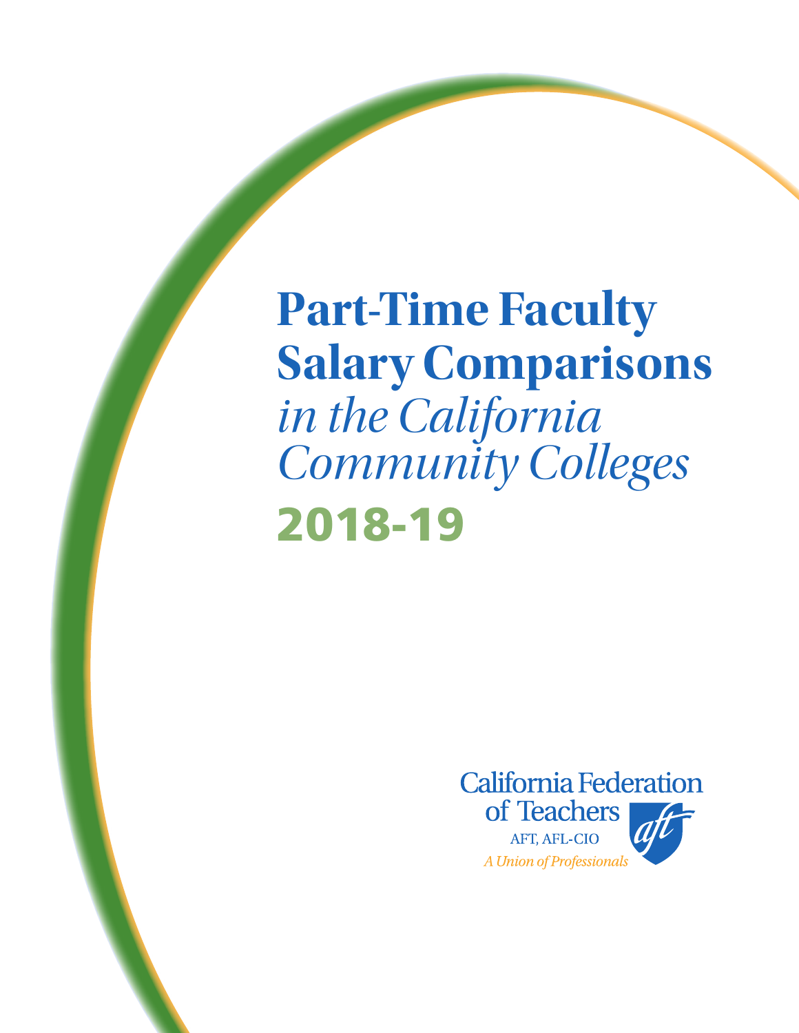# Part-Time Faculty Salary Comparisons

*in the California Community Colleges*

**2018-19**

California Federation of Teachers

AFT, AFL-CIO

*A Union of Professionals*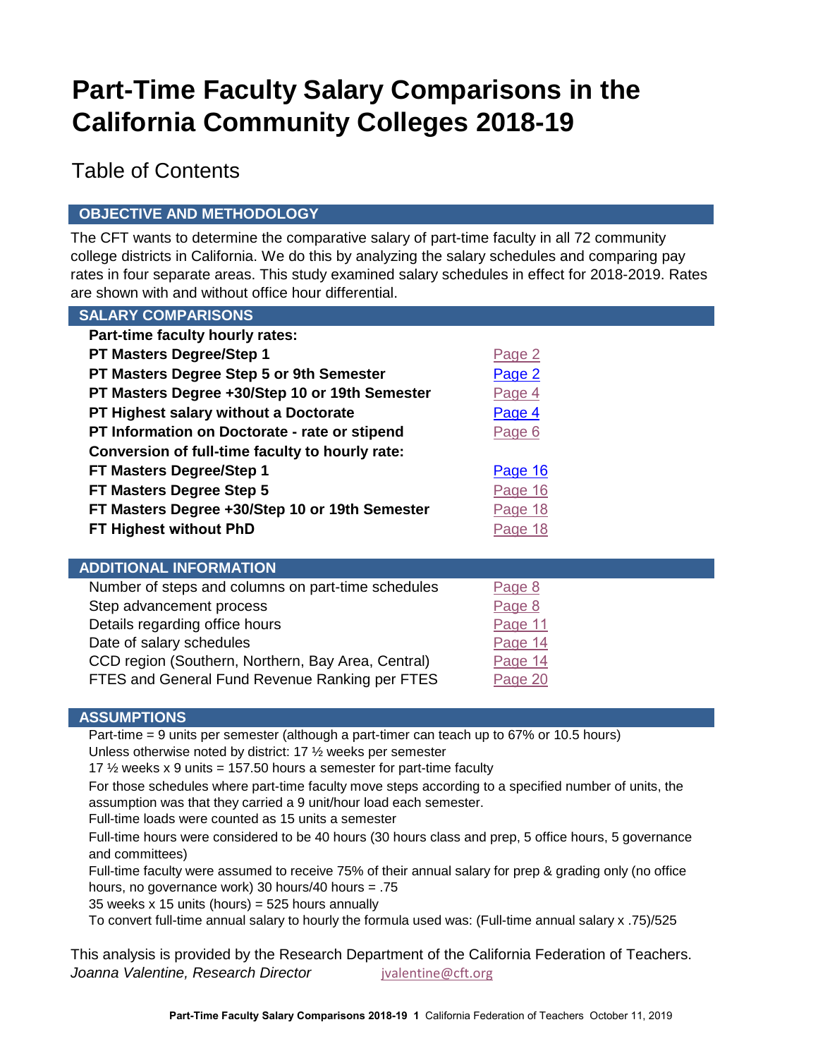# Part-Time Faculty Salary Comparisons in the California Community Colleges 2018-19

## Table of Contents

### OBJECTIVE AND METHODOLOGY

The CFT wants to determine the comparative salary of part-time faculty in all 72 community college districts in California. We do this by analyzing the salary schedules and comparing pay rates in four separate areas. This study examined salary schedules in effect for 2018-2019. Rates are shown with and without office hour differential.

### SALARY COMPARISONS

| | |
|---|---|
| **Part-time faculty hourly rates:** | |
| **PT Masters Degree/Step 1** | Page 2 |
| **PT Masters Degree Step 5 or 9th Semester** | Page 2 |
| **PT Masters Degree +30/Step 10 or 19th Semester** | Page 4 |
| **PT Highest salary without a Doctorate** | Page 4 |
| **PT Information on Doctorate - rate or stipend** | Page 6 |
| **Conversion of full-time faculty to hourly rate:** | |
| **FT Masters Degree/Step 1** | Page 16 |
| **FT Masters Degree Step 5** | Page 16 |
| **FT Masters Degree +30/Step 10 or 19th Semester** | Page 18 |
| **FT Highest without PhD** | Page 18 |

### ADDITIONAL INFORMATION

| | |
|---|---|
| Number of steps and columns on part-time schedules | Page 8 |
| Step advancement process | Page 8 |
| Details regarding office hours | Page 11 |
| Date of salary schedules | Page 14 |
| CCD region (Southern, Northern, Bay Area, Central) | Page 14 |
| FTES and General Fund Revenue Ranking per FTES | Page 20 |

### ASSUMPTIONS

Part-time = 9 units per semester (although a part-timer can teach up to 67% or 10.5 hours)

Unless otherwise noted by district: 17 ½ weeks per semester

17 ½ weeks x 9 units = 157.50 hours a semester for part-time faculty

For those schedules where part-time faculty move steps according to a specified number of units, the assumption was that they carried a 9 unit/hour load each semester.

Full-time loads were counted as 15 units a semester

Full-time hours were considered to be 40 hours (30 hours class and prep, 5 office hours, 5 governance and committees)

Full-time faculty were assumed to receive 75% of their annual salary for prep & grading only (no office hours, no governance work) 30 hours/40 hours = .75

35 weeks x 15 units (hours) = 525 hours annually

To convert full-time annual salary to hourly the formula used was: (Full-time annual salary x .75)/525

This analysis is provided by the Research Department of the California Federation of Teachers.

*Joanna Valentine, Research Director* jvalentine@cft.org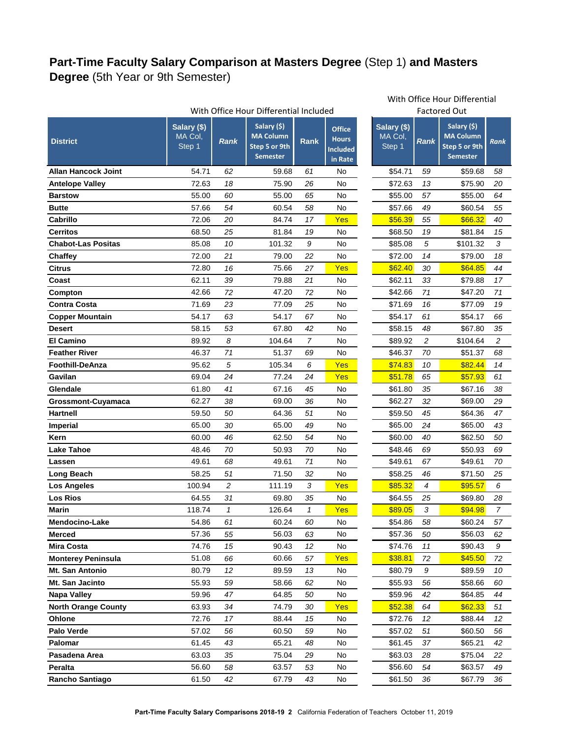# Part-Time Faculty Salary Comparison at Masters Degree (Step 1) and Masters Degree (5th Year or 9th Semester)

| District | With Office Hour Differential Included | | | | | With Office Hour Differential Factored Out | | | |
|---|---|---|---|---|---|---|---|---|---|
| | Salary ($) MA Col, Step 1 | Rank | Salary ($) MA Column Step 5 or 9th Semester | Rank | Office Hours Included in Rate | Salary ($) MA Col, Step 1 | Rank | Salary ($) MA Column Step 5 or 9th Semester | Rank |
| **Allan Hancock Joint** | 54.71 | 62 | 59.68 | 61 | No | $54.71 | 59 | $59.68 | 58 |
| **Antelope Valley** | 72.63 | 18 | 75.90 | 26 | No | $72.63 | 13 | $75.90 | 20 |
| **Barstow** | 55.00 | 60 | 55.00 | 65 | No | $55.00 | 57 | $55.00 | 64 |
| **Butte** | 57.66 | 54 | 60.54 | 58 | No | $57.66 | 49 | $60.54 | 55 |
| **Cabrillo** | 72.06 | 20 | 84.74 | 17 | Yes | $56.39 | 55 | $66.32 | 40 |
| **Cerritos** | 68.50 | 25 | 81.84 | 19 | No | $68.50 | 19 | $81.84 | 15 |
| **Chabot-Las Positas** | 85.08 | 10 | 101.32 | 9 | No | $85.08 | 5 | $101.32 | 3 |
| **Chaffey** | 72.00 | 21 | 79.00 | 22 | No | $72.00 | 14 | $79.00 | 18 |
| **Citrus** | 72.80 | 16 | 75.66 | 27 | Yes | $62.40 | 30 | $64.85 | 44 |
| **Coast** | 62.11 | 39 | 79.88 | 21 | No | $62.11 | 33 | $79.88 | 17 |
| **Compton** | 42.66 | 72 | 47.20 | 72 | No | $42.66 | 71 | $47.20 | 71 |
| **Contra Costa** | 71.69 | 23 | 77.09 | 25 | No | $71.69 | 16 | $77.09 | 19 |
| **Copper Mountain** | 54.17 | 63 | 54.17 | 67 | No | $54.17 | 61 | $54.17 | 66 |
| **Desert** | 58.15 | 53 | 67.80 | 42 | No | $58.15 | 48 | $67.80 | 35 |
| **El Camino** | 89.92 | 8 | 104.64 | 7 | No | $89.92 | 2 | $104.64 | 2 |
| **Feather River** | 46.37 | 71 | 51.37 | 69 | No | $46.37 | 70 | $51.37 | 68 |
| **Foothill-DeAnza** | 95.62 | 5 | 105.34 | 6 | Yes | $74.83 | 10 | $82.44 | 14 |
| **Gavilan** | 69.04 | 24 | 77.24 | 24 | Yes | $51.78 | 65 | $57.93 | 61 |
| **Glendale** | 61.80 | 41 | 67.16 | 45 | No | $61.80 | 35 | $67.16 | 38 |
| **Grossmont-Cuyamaca** | 62.27 | 38 | 69.00 | 36 | No | $62.27 | 32 | $69.00 | 29 |
| **Hartnell** | 59.50 | 50 | 64.36 | 51 | No | $59.50 | 45 | $64.36 | 47 |
| **Imperial** | 65.00 | 30 | 65.00 | 49 | No | $65.00 | 24 | $65.00 | 43 |
| **Kern** | 60.00 | 46 | 62.50 | 54 | No | $60.00 | 40 | $62.50 | 50 |
| **Lake Tahoe** | 48.46 | 70 | 50.93 | 70 | No | $48.46 | 69 | $50.93 | 69 |
| **Lassen** | 49.61 | 68 | 49.61 | 71 | No | $49.61 | 67 | $49.61 | 70 |
| **Long Beach** | 58.25 | 51 | 71.50 | 32 | No | $58.25 | 46 | $71.50 | 25 |
| **Los Angeles** | 100.94 | 2 | 111.19 | 3 | Yes | $85.32 | 4 | $95.57 | 6 |
| **Los Rios** | 64.55 | 31 | 69.80 | 35 | No | $64.55 | 25 | $69.80 | 28 |
| **Marin** | 118.74 | 1 | 126.64 | 1 | Yes | $89.05 | 3 | $94.98 | 7 |
| **Mendocino-Lake** | 54.86 | 61 | 60.24 | 60 | No | $54.86 | 58 | $60.24 | 57 |
| **Merced** | 57.36 | 55 | 56.03 | 63 | No | $57.36 | 50 | $56.03 | 62 |
| **Mira Costa** | 74.76 | 15 | 90.43 | 12 | No | $74.76 | 11 | $90.43 | 9 |
| **Monterey Peninsula** | 51.08 | 66 | 60.66 | 57 | Yes | $38.81 | 72 | $45.50 | 72 |
| **Mt. San Antonio** | 80.79 | 12 | 89.59 | 13 | No | $80.79 | 9 | $89.59 | 10 |
| **Mt. San Jacinto** | 55.93 | 59 | 58.66 | 62 | No | $55.93 | 56 | $58.66 | 60 |
| **Napa Valley** | 59.96 | 47 | 64.85 | 50 | No | $59.96 | 42 | $64.85 | 44 |
| **North Orange County** | 63.93 | 34 | 74.79 | 30 | Yes | $52.38 | 64 | $62.33 | 51 |
| **Ohlone** | 72.76 | 17 | 88.44 | 15 | No | $72.76 | 12 | $88.44 | 12 |
| **Palo Verde** | 57.02 | 56 | 60.50 | 59 | No | $57.02 | 51 | $60.50 | 56 |
| **Palomar** | 61.45 | 43 | 65.21 | 48 | No | $61.45 | 37 | $65.21 | 42 |
| **Pasadena Area** | 63.03 | 35 | 75.04 | 29 | No | $63.03 | 28 | $75.04 | 22 |
| **Peralta** | 56.60 | 58 | 63.57 | 53 | No | $56.60 | 54 | $63.57 | 49 |
| **Rancho Santiago** | 61.50 | 42 | 67.79 | 43 | No | $61.50 | 36 | $67.79 | 36 |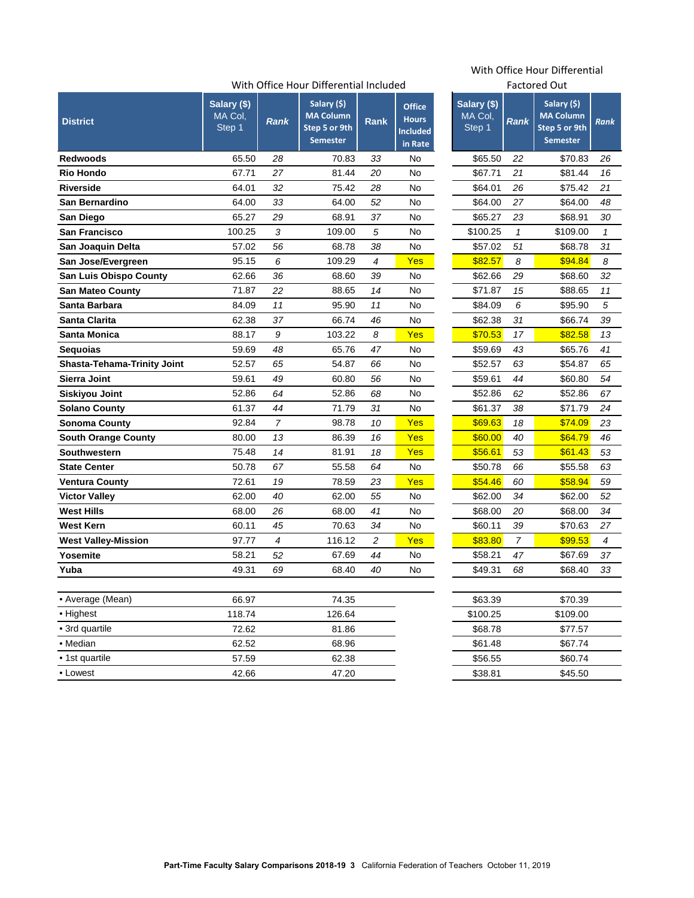| District | With Office Hour Differential Included | | | | | With Office Hour Differential Factored Out | | | |
|---|---|---|---|---|---|---|---|---|---|
| | Salary ($) MA Col, Step 1 | Rank | Salary ($) MA Column Step 5 or 9th Semester | Rank | Office Hours Included in Rate | Salary ($) MA Col, Step 1 | Rank | Salary ($) MA Column Step 5 or 9th Semester | Rank |
| **Redwoods** | 65.50 | *28* | 70.83 | *33* | No | $65.50 | *22* | $70.83 | *26* |
| **Rio Hondo** | 67.71 | *27* | 81.44 | *20* | No | $67.71 | *21* | $81.44 | *16* |
| **Riverside** | 64.01 | *32* | 75.42 | *28* | No | $64.01 | *26* | $75.42 | *21* |
| **San Bernardino** | 64.00 | *33* | 64.00 | *52* | No | $64.00 | *27* | $64.00 | *48* |
| **San Diego** | 65.27 | *29* | 68.91 | *37* | No | $65.27 | *23* | $68.91 | *30* |
| **San Francisco** | 100.25 | *3* | 109.00 | *5* | No | $100.25 | *1* | $109.00 | *1* |
| **San Joaquin Delta** | 57.02 | *56* | 68.78 | *38* | No | $57.02 | *51* | $68.78 | *31* |
| **San Jose/Evergreen** | 95.15 | *6* | 109.29 | *4* | Yes | $82.57 | *8* | $94.84 | *8* |
| **San Luis Obispo County** | 62.66 | *36* | 68.60 | *39* | No | $62.66 | *29* | $68.60 | *32* |
| **San Mateo County** | 71.87 | *22* | 88.65 | *14* | No | $71.87 | *15* | $88.65 | *11* |
| **Santa Barbara** | 84.09 | *11* | 95.90 | *11* | No | $84.09 | *6* | $95.90 | *5* |
| **Santa Clarita** | 62.38 | *37* | 66.74 | *46* | No | $62.38 | *31* | $66.74 | *39* |
| **Santa Monica** | 88.17 | *9* | 103.22 | *8* | Yes | $70.53 | *17* | $82.58 | *13* |
| **Sequoias** | 59.69 | *48* | 65.76 | *47* | No | $59.69 | *43* | $65.76 | *41* |
| **Shasta-Tehama-Trinity Joint** | 52.57 | *65* | 54.87 | *66* | No | $52.57 | *63* | $54.87 | *65* |
| **Sierra Joint** | 59.61 | *49* | 60.80 | *56* | No | $59.61 | *44* | $60.80 | *54* |
| **Siskiyou Joint** | 52.86 | *64* | 52.86 | *68* | No | $52.86 | *62* | $52.86 | *67* |
| **Solano County** | 61.37 | *44* | 71.79 | *31* | No | $61.37 | *38* | $71.79 | *24* |
| **Sonoma County** | 92.84 | *7* | 98.78 | *10* | Yes | $69.63 | *18* | $74.09 | *23* |
| **South Orange County** | 80.00 | *13* | 86.39 | *16* | Yes | $60.00 | *40* | $64.79 | *46* |
| **Southwestern** | 75.48 | *14* | 81.91 | *18* | Yes | $56.61 | *53* | $61.43 | *53* |
| **State Center** | 50.78 | *67* | 55.58 | *64* | No | $50.78 | *66* | $55.58 | *63* |
| **Ventura County** | 72.61 | *19* | 78.59 | *23* | Yes | $54.46 | *60* | $58.94 | *59* |
| **Victor Valley** | 62.00 | *40* | 62.00 | *55* | No | $62.00 | *34* | $62.00 | *52* |
| **West Hills** | 68.00 | *26* | 68.00 | *41* | No | $68.00 | *20* | $68.00 | *34* |
| **West Kern** | 60.11 | *45* | 70.63 | *34* | No | $60.11 | *39* | $70.63 | *27* |
| **West Valley-Mission** | 97.77 | *4* | 116.12 | *2* | Yes | $83.80 | *7* | $99.53 | *4* |
| **Yosemite** | 58.21 | *52* | 67.69 | *44* | No | $58.21 | *47* | $67.69 | *37* |
| **Yuba** | 49.31 | *69* | 68.40 | *40* | No | $49.31 | *68* | $68.40 | *33* |
| • Average (Mean) | 66.97 | | 74.35 | | | $63.39 | | $70.39 | |
| • Highest | 118.74 | | 126.64 | | | $100.25 | | $109.00 | |
| • 3rd quartile | 72.62 | | 81.86 | | | $68.78 | | $77.57 | |
| • Median | 62.52 | | 68.96 | | | $61.48 | | $67.74 | |
| • 1st quartile | 57.59 | | 62.38 | | | $56.55 | | $60.74 | |
| • Lowest | 42.66 | | 47.20 | | | $38.81 | | $45.50 | |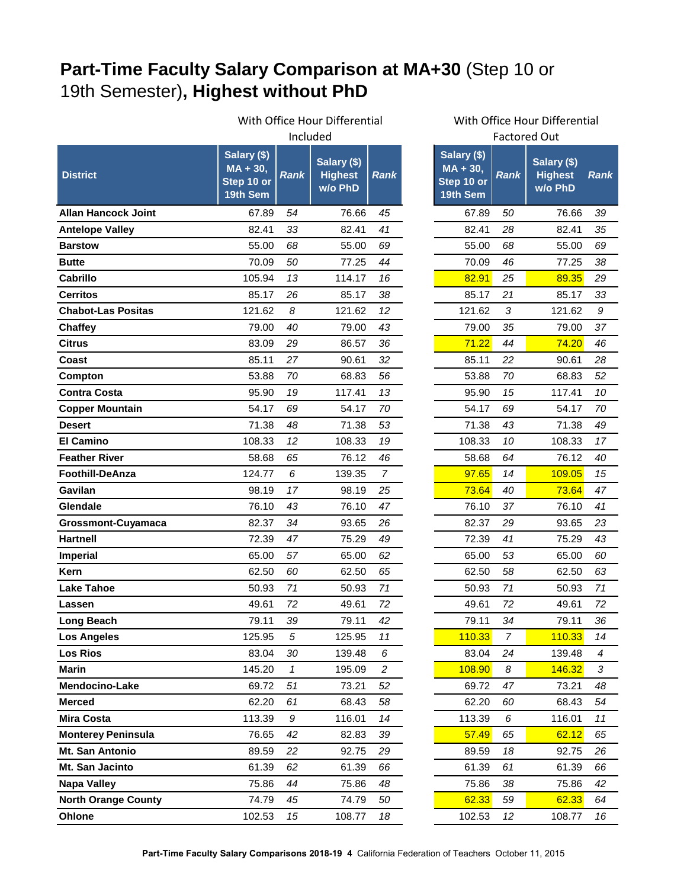# **Part-Time Faculty Salary Comparison at MA+30** (Step 10 or 19th Semester)**, Highest without PhD**

| | With Office Hour Differential Included | | | | With Office Hour Differential Factored Out | | | |
|---|---|---|---|---|---|---|---|---|
| **District** | **Salary ($) MA + 30, Step 10 or 19th Sem** | ***Rank*** | **Salary ($) Highest w/o PhD** | ***Rank*** | **Salary ($) MA + 30, Step 10 or 19th Sem** | ***Rank*** | **Salary ($) Highest w/o PhD** | ***Rank*** |
| **Allan Hancock Joint** | 67.89 | *54* | 76.66 | *45* | 67.89 | *50* | 76.66 | *39* |
| **Antelope Valley** | 82.41 | *33* | 82.41 | *41* | 82.41 | *28* | 82.41 | *35* |
| **Barstow** | 55.00 | *68* | 55.00 | *69* | 55.00 | *68* | 55.00 | *69* |
| **Butte** | 70.09 | *50* | 77.25 | *44* | 70.09 | *46* | 77.25 | *38* |
| **Cabrillo** | 105.94 | *13* | 114.17 | *16* | 82.91 | *25* | 89.35 | *29* |
| **Cerritos** | 85.17 | *26* | 85.17 | *38* | 85.17 | *21* | 85.17 | *33* |
| **Chabot-Las Positas** | 121.62 | *8* | 121.62 | *12* | 121.62 | *3* | 121.62 | *9* |
| **Chaffey** | 79.00 | *40* | 79.00 | *43* | 79.00 | *35* | 79.00 | *37* |
| **Citrus** | 83.09 | *29* | 86.57 | *36* | 71.22 | *44* | 74.20 | *46* |
| **Coast** | 85.11 | *27* | 90.61 | *32* | 85.11 | *22* | 90.61 | *28* |
| **Compton** | 53.88 | *70* | 68.83 | *56* | 53.88 | *70* | 68.83 | *52* |
| **Contra Costa** | 95.90 | *19* | 117.41 | *13* | 95.90 | *15* | 117.41 | *10* |
| **Copper Mountain** | 54.17 | *69* | 54.17 | *70* | 54.17 | *69* | 54.17 | *70* |
| **Desert** | 71.38 | *48* | 71.38 | *53* | 71.38 | *43* | 71.38 | *49* |
| **El Camino** | 108.33 | *12* | 108.33 | *19* | 108.33 | *10* | 108.33 | *17* |
| **Feather River** | 58.68 | *65* | 76.12 | *46* | 58.68 | *64* | 76.12 | *40* |
| **Foothill-DeAnza** | 124.77 | *6* | 139.35 | *7* | 97.65 | *14* | 109.05 | *15* |
| **Gavilan** | 98.19 | *17* | 98.19 | *25* | 73.64 | *40* | 73.64 | *47* |
| **Glendale** | 76.10 | *43* | 76.10 | *47* | 76.10 | *37* | 76.10 | *41* |
| **Grossmont-Cuyamaca** | 82.37 | *34* | 93.65 | *26* | 82.37 | *29* | 93.65 | *23* |
| **Hartnell** | 72.39 | *47* | 75.29 | *49* | 72.39 | *41* | 75.29 | *43* |
| **Imperial** | 65.00 | *57* | 65.00 | *62* | 65.00 | *53* | 65.00 | *60* |
| **Kern** | 62.50 | *60* | 62.50 | *65* | 62.50 | *58* | 62.50 | *63* |
| **Lake Tahoe** | 50.93 | *71* | 50.93 | *71* | 50.93 | *71* | 50.93 | *71* |
| **Lassen** | 49.61 | *72* | 49.61 | *72* | 49.61 | *72* | 49.61 | *72* |
| **Long Beach** | 79.11 | *39* | 79.11 | *42* | 79.11 | *34* | 79.11 | *36* |
| **Los Angeles** | 125.95 | *5* | 125.95 | *11* | 110.33 | *7* | 110.33 | *14* |
| **Los Rios** | 83.04 | *30* | 139.48 | *6* | 83.04 | *24* | 139.48 | *4* |
| **Marin** | 145.20 | *1* | 195.09 | *2* | 108.90 | *8* | 146.32 | *3* |
| **Mendocino-Lake** | 69.72 | *51* | 73.21 | *52* | 69.72 | *47* | 73.21 | *48* |
| **Merced** | 62.20 | *61* | 68.43 | *58* | 62.20 | *60* | 68.43 | *54* |
| **Mira Costa** | 113.39 | *9* | 116.01 | *14* | 113.39 | *6* | 116.01 | *11* |
| **Monterey Peninsula** | 76.65 | *42* | 82.83 | *39* | 57.49 | *65* | 62.12 | *65* |
| **Mt. San Antonio** | 89.59 | *22* | 92.75 | *29* | 89.59 | *18* | 92.75 | *26* |
| **Mt. San Jacinto** | 61.39 | *62* | 61.39 | *66* | 61.39 | *61* | 61.39 | *66* |
| **Napa Valley** | 75.86 | *44* | 75.86 | *48* | 75.86 | *38* | 75.86 | *42* |
| **North Orange County** | 74.79 | *45* | 74.79 | *50* | 62.33 | *59* | 62.33 | *64* |
| **Ohlone** | 102.53 | *15* | 108.77 | *18* | 102.53 | *12* | 108.77 | *16* |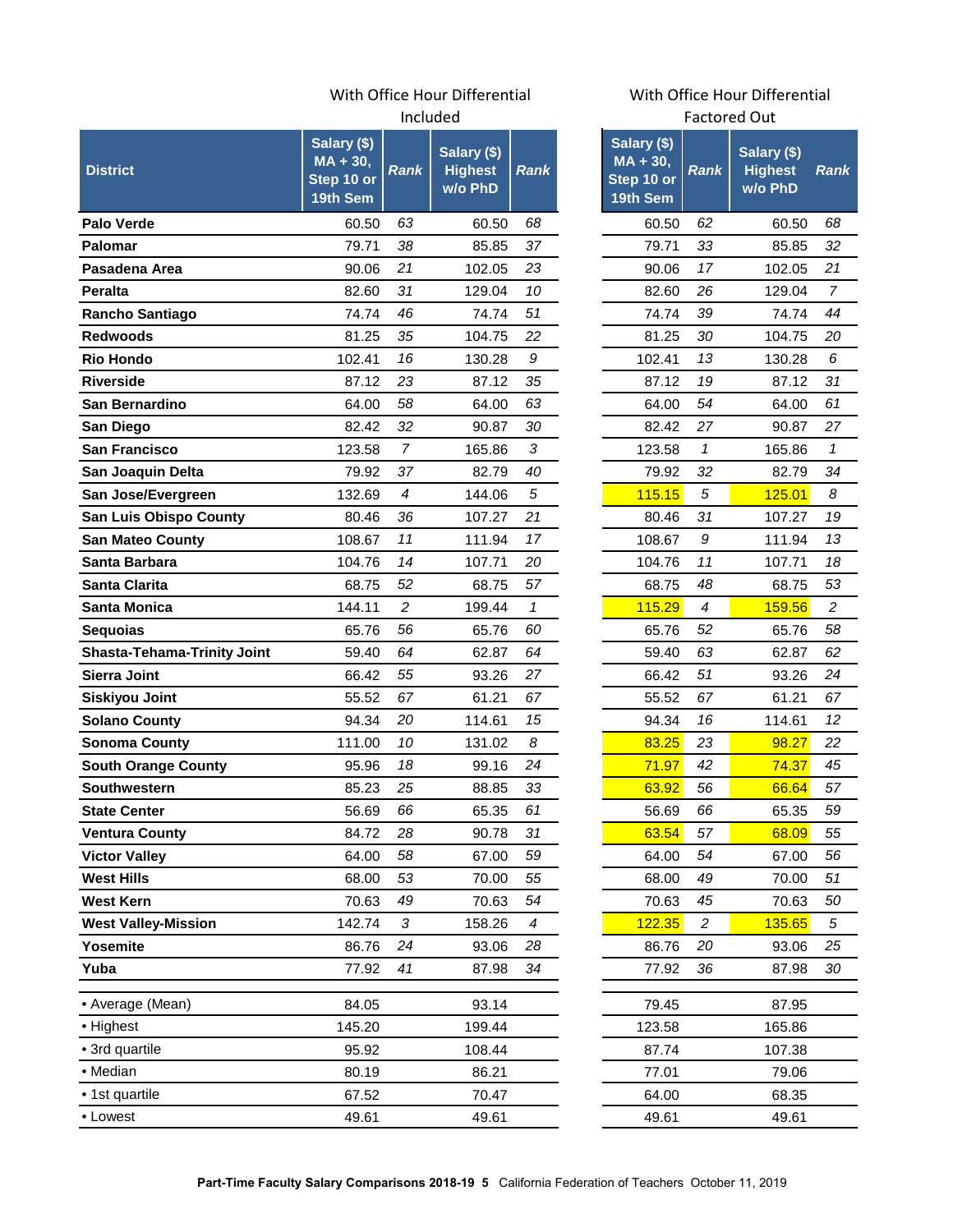| | With Office Hour Differential Included | | | | With Office Hour Differential Factored Out | | | |
|---|---|---|---|---|---|---|---|---|
| **District** | **Salary ($) MA + 30, Step 10 or 19th Sem** | ***Rank*** | **Salary ($) Highest w/o PhD** | ***Rank*** | **Salary ($) MA + 30, Step 10 or 19th Sem** | ***Rank*** | **Salary ($) Highest w/o PhD** | ***Rank*** |
| **Palo Verde** | 60.50 | *63* | 60.50 | *68* | 60.50 | *62* | 60.50 | *68* |
| **Palomar** | 79.71 | *38* | 85.85 | *37* | 79.71 | *33* | 85.85 | *32* |
| **Pasadena Area** | 90.06 | *21* | 102.05 | *23* | 90.06 | *17* | 102.05 | *21* |
| **Peralta** | 82.60 | *31* | 129.04 | *10* | 82.60 | *26* | 129.04 | *7* |
| **Rancho Santiago** | 74.74 | *46* | 74.74 | *51* | 74.74 | *39* | 74.74 | *44* |
| **Redwoods** | 81.25 | *35* | 104.75 | *22* | 81.25 | *30* | 104.75 | *20* |
| **Rio Hondo** | 102.41 | *16* | 130.28 | *9* | 102.41 | *13* | 130.28 | *6* |
| **Riverside** | 87.12 | *23* | 87.12 | *35* | 87.12 | *19* | 87.12 | *31* |
| **San Bernardino** | 64.00 | *58* | 64.00 | *63* | 64.00 | *54* | 64.00 | *61* |
| **San Diego** | 82.42 | *32* | 90.87 | *30* | 82.42 | *27* | 90.87 | *27* |
| **San Francisco** | 123.58 | *7* | 165.86 | *3* | 123.58 | *1* | 165.86 | *1* |
| **San Joaquin Delta** | 79.92 | *37* | 82.79 | *40* | 79.92 | *32* | 82.79 | *34* |
| **San Jose/Evergreen** | 132.69 | *4* | 144.06 | *5* | 115.15 | *5* | 125.01 | *8* |
| **San Luis Obispo County** | 80.46 | *36* | 107.27 | *21* | 80.46 | *31* | 107.27 | *19* |
| **San Mateo County** | 108.67 | *11* | 111.94 | *17* | 108.67 | *9* | 111.94 | *13* |
| **Santa Barbara** | 104.76 | *14* | 107.71 | *20* | 104.76 | *11* | 107.71 | *18* |
| **Santa Clarita** | 68.75 | *52* | 68.75 | *57* | 68.75 | *48* | 68.75 | *53* |
| **Santa Monica** | 144.11 | *2* | 199.44 | *1* | 115.29 | *4* | 159.56 | *2* |
| **Sequoias** | 65.76 | *56* | 65.76 | *60* | 65.76 | *52* | 65.76 | *58* |
| **Shasta-Tehama-Trinity Joint** | 59.40 | *64* | 62.87 | *64* | 59.40 | *63* | 62.87 | *62* |
| **Sierra Joint** | 66.42 | *55* | 93.26 | *27* | 66.42 | *51* | 93.26 | *24* |
| **Siskiyou Joint** | 55.52 | *67* | 61.21 | *67* | 55.52 | *67* | 61.21 | *67* |
| **Solano County** | 94.34 | *20* | 114.61 | *15* | 94.34 | *16* | 114.61 | *12* |
| **Sonoma County** | 111.00 | *10* | 131.02 | *8* | 83.25 | *23* | 98.27 | *22* |
| **South Orange County** | 95.96 | *18* | 99.16 | *24* | 71.97 | *42* | 74.37 | *45* |
| **Southwestern** | 85.23 | *25* | 88.85 | *33* | 63.92 | *56* | 66.64 | *57* |
| **State Center** | 56.69 | *66* | 65.35 | *61* | 56.69 | *66* | 65.35 | *59* |
| **Ventura County** | 84.72 | *28* | 90.78 | *31* | 63.54 | *57* | 68.09 | *55* |
| **Victor Valley** | 64.00 | *58* | 67.00 | *59* | 64.00 | *54* | 67.00 | *56* |
| **West Hills** | 68.00 | *53* | 70.00 | *55* | 68.00 | *49* | 70.00 | *51* |
| **West Kern** | 70.63 | *49* | 70.63 | *54* | 70.63 | *45* | 70.63 | *50* |
| **West Valley-Mission** | 142.74 | *3* | 158.26 | *4* | 122.35 | *2* | 135.65 | *5* |
| **Yosemite** | 86.76 | *24* | 93.06 | *28* | 86.76 | *20* | 93.06 | *25* |
| **Yuba** | 77.92 | *41* | 87.98 | *34* | 77.92 | *36* | 87.98 | *30* |
| • Average (Mean) | 84.05 | | 93.14 | | 79.45 | | 87.95 | |
| • Highest | 145.20 | | 199.44 | | 123.58 | | 165.86 | |
| • 3rd quartile | 95.92 | | 108.44 | | 87.74 | | 107.38 | |
| • Median | 80.19 | | 86.21 | | 77.01 | | 79.06 | |
| • 1st quartile | 67.52 | | 70.47 | | 64.00 | | 68.35 | |
| • Lowest | 49.61 | | 49.61 | | 49.61 | | 49.61 | |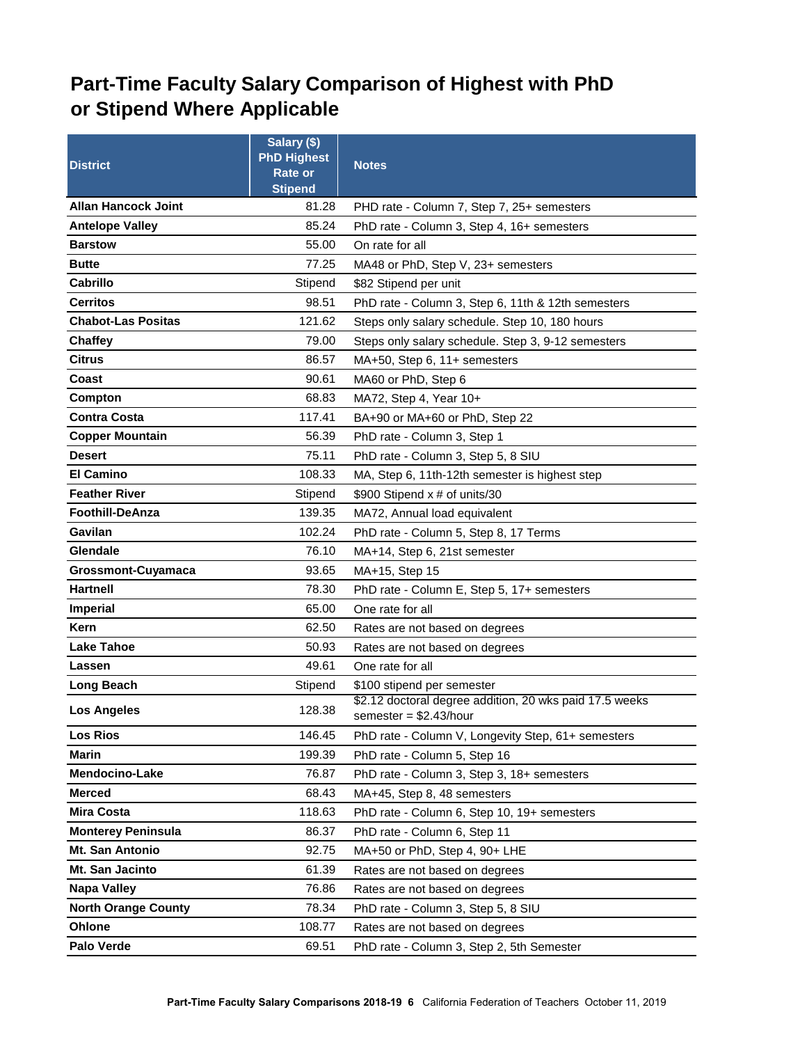# Part-Time Faculty Salary Comparison of Highest with PhD or Stipend Where Applicable

| District | Salary ($) PhD Highest Rate or Stipend | Notes |
|---|---|---|
| **Allan Hancock Joint** | 81.28 | PHD rate - Column 7, Step 7, 25+ semesters |
| **Antelope Valley** | 85.24 | PhD rate - Column 3, Step 4, 16+ semesters |
| **Barstow** | 55.00 | On rate for all |
| **Butte** | 77.25 | MA48 or PhD, Step V, 23+ semesters |
| **Cabrillo** | Stipend | $82 Stipend per unit |
| **Cerritos** | 98.51 | PhD rate - Column 3, Step 6, 11th & 12th semesters |
| **Chabot-Las Positas** | 121.62 | Steps only salary schedule. Step 10, 180 hours |
| **Chaffey** | 79.00 | Steps only salary schedule. Step 3, 9-12 semesters |
| **Citrus** | 86.57 | MA+50, Step 6, 11+ semesters |
| **Coast** | 90.61 | MA60 or PhD, Step 6 |
| **Compton** | 68.83 | MA72, Step 4, Year 10+ |
| **Contra Costa** | 117.41 | BA+90 or MA+60 or PhD, Step 22 |
| **Copper Mountain** | 56.39 | PhD rate - Column 3, Step 1 |
| **Desert** | 75.11 | PhD rate - Column 3, Step 5, 8 SIU |
| **El Camino** | 108.33 | MA, Step 6, 11th-12th semester is highest step |
| **Feather River** | Stipend | $900 Stipend x # of units/30 |
| **Foothill-DeAnza** | 139.35 | MA72, Annual load equivalent |
| **Gavilan** | 102.24 | PhD rate - Column 5, Step 8, 17 Terms |
| **Glendale** | 76.10 | MA+14, Step 6, 21st semester |
| **Grossmont-Cuyamaca** | 93.65 | MA+15, Step 15 |
| **Hartnell** | 78.30 | PhD rate - Column E, Step 5, 17+ semesters |
| **Imperial** | 65.00 | One rate for all |
| **Kern** | 62.50 | Rates are not based on degrees |
| **Lake Tahoe** | 50.93 | Rates are not based on degrees |
| **Lassen** | 49.61 | One rate for all |
| **Long Beach** | Stipend | $100 stipend per semester |
| **Los Angeles** | 128.38 | $2.12 doctoral degree addition, 20 wks paid 17.5 weeks semester = $2.43/hour |
| **Los Rios** | 146.45 | PhD rate - Column V, Longevity Step, 61+ semesters |
| **Marin** | 199.39 | PhD rate - Column 5, Step 16 |
| **Mendocino-Lake** | 76.87 | PhD rate - Column 3, Step 3, 18+ semesters |
| **Merced** | 68.43 | MA+45, Step 8, 48 semesters |
| **Mira Costa** | 118.63 | PhD rate - Column 6, Step 10, 19+ semesters |
| **Monterey Peninsula** | 86.37 | PhD rate - Column 6, Step 11 |
| **Mt. San Antonio** | 92.75 | MA+50 or PhD, Step 4, 90+ LHE |
| **Mt. San Jacinto** | 61.39 | Rates are not based on degrees |
| **Napa Valley** | 76.86 | Rates are not based on degrees |
| **North Orange County** | 78.34 | PhD rate - Column 3, Step 5, 8 SIU |
| **Ohlone** | 108.77 | Rates are not based on degrees |
| **Palo Verde** | 69.51 | PhD rate - Column 3, Step 2, 5th Semester |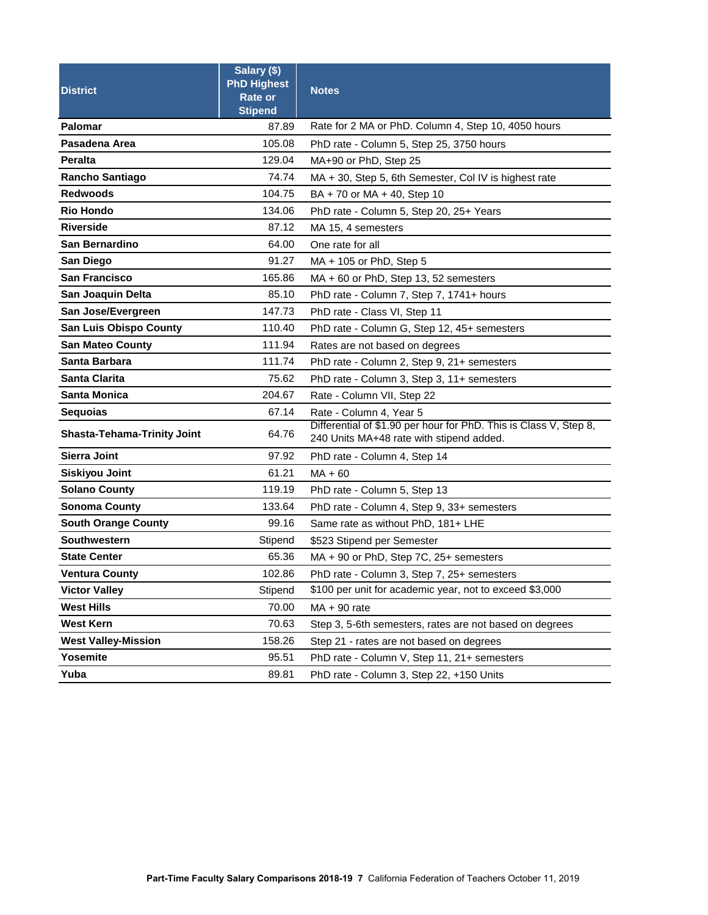| District | Salary ($) PhD Highest Rate or Stipend | Notes |
|---|---|---|
| **Palomar** | 87.89 | Rate for 2 MA or PhD. Column 4, Step 10, 4050 hours |
| **Pasadena Area** | 105.08 | PhD rate - Column 5, Step 25, 3750 hours |
| **Peralta** | 129.04 | MA+90 or PhD, Step 25 |
| **Rancho Santiago** | 74.74 | MA + 30, Step 5, 6th Semester, Col IV is highest rate |
| **Redwoods** | 104.75 | BA + 70 or MA + 40, Step 10 |
| **Rio Hondo** | 134.06 | PhD rate - Column 5, Step 20, 25+ Years |
| **Riverside** | 87.12 | MA 15, 4 semesters |
| **San Bernardino** | 64.00 | One rate for all |
| **San Diego** | 91.27 | MA + 105 or PhD, Step 5 |
| **San Francisco** | 165.86 | MA + 60 or PhD, Step 13, 52 semesters |
| **San Joaquin Delta** | 85.10 | PhD rate - Column 7, Step 7, 1741+ hours |
| **San Jose/Evergreen** | 147.73 | PhD rate - Class VI, Step 11 |
| **San Luis Obispo County** | 110.40 | PhD rate - Column G, Step 12, 45+ semesters |
| **San Mateo County** | 111.94 | Rates are not based on degrees |
| **Santa Barbara** | 111.74 | PhD rate - Column 2, Step 9, 21+ semesters |
| **Santa Clarita** | 75.62 | PhD rate - Column 3, Step 3, 11+ semesters |
| **Santa Monica** | 204.67 | Rate - Column VII, Step 22 |
| **Sequoias** | 67.14 | Rate - Column 4, Year 5 |
| **Shasta-Tehama-Trinity Joint** | 64.76 | Differential of $1.90 per hour for PhD. This is Class V, Step 8, 240 Units MA+48 rate with stipend added. |
| **Sierra Joint** | 97.92 | PhD rate - Column 4, Step 14 |
| **Siskiyou Joint** | 61.21 | MA + 60 |
| **Solano County** | 119.19 | PhD rate - Column 5, Step 13 |
| **Sonoma County** | 133.64 | PhD rate - Column 4, Step 9, 33+ semesters |
| **South Orange County** | 99.16 | Same rate as without PhD, 181+ LHE |
| **Southwestern** | Stipend | $523 Stipend per Semester |
| **State Center** | 65.36 | MA + 90 or PhD, Step 7C, 25+ semesters |
| **Ventura County** | 102.86 | PhD rate - Column 3, Step 7, 25+ semesters |
| **Victor Valley** | Stipend | $100 per unit for academic year, not to exceed $3,000 |
| **West Hills** | 70.00 | MA + 90 rate |
| **West Kern** | 70.63 | Step 3, 5-6th semesters, rates are not based on degrees |
| **West Valley-Mission** | 158.26 | Step 21 - rates are not based on degrees |
| **Yosemite** | 95.51 | PhD rate - Column V, Step 11, 21+ semesters |
| **Yuba** | 89.81 | PhD rate - Column 3, Step 22, +150 Units |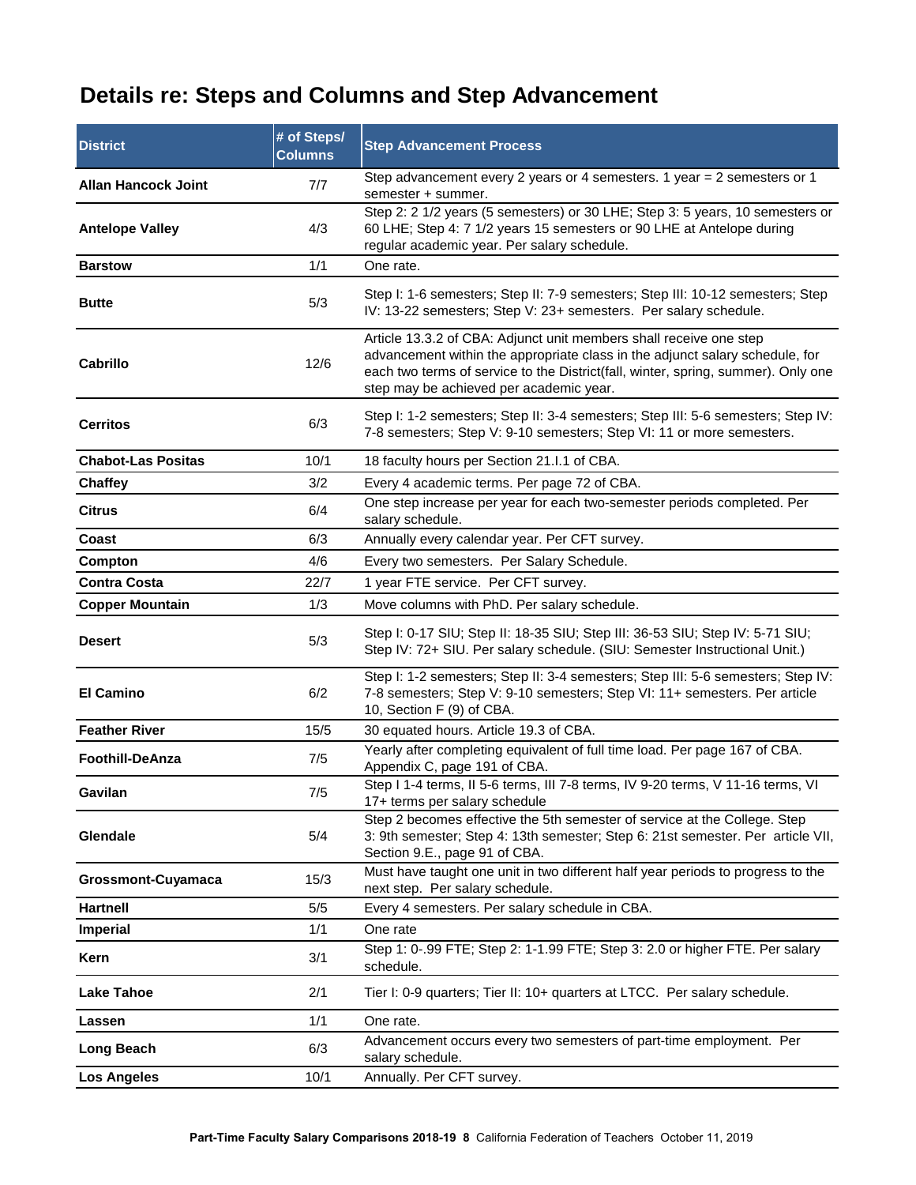# Details re: Steps and Columns and Step Advancement

| District | # of Steps/ Columns | Step Advancement Process |
|---|---|---|
| **Allan Hancock Joint** | 7/7 | Step advancement every 2 years or 4 semesters. 1 year = 2 semesters or 1 semester + summer. |
| **Antelope Valley** | 4/3 | Step 2: 2 1/2 years (5 semesters) or 30 LHE; Step 3: 5 years, 10 semesters or 60 LHE; Step 4: 7 1/2 years 15 semesters or 90 LHE at Antelope during regular academic year. Per salary schedule. |
| **Barstow** | 1/1 | One rate. |
| **Butte** | 5/3 | Step I: 1-6 semesters; Step II: 7-9 semesters; Step III: 10-12 semesters; Step IV: 13-22 semesters; Step V: 23+ semesters. Per salary schedule. |
| **Cabrillo** | 12/6 | Article 13.3.2 of CBA: Adjunct unit members shall receive one step advancement within the appropriate class in the adjunct salary schedule, for each two terms of service to the District(fall, winter, spring, summer). Only one step may be achieved per academic year. |
| **Cerritos** | 6/3 | Step I: 1-2 semesters; Step II: 3-4 semesters; Step III: 5-6 semesters; Step IV: 7-8 semesters; Step V: 9-10 semesters; Step VI: 11 or more semesters. |
| **Chabot-Las Positas** | 10/1 | 18 faculty hours per Section 21.I.1 of CBA. |
| **Chaffey** | 3/2 | Every 4 academic terms. Per page 72 of CBA. |
| **Citrus** | 6/4 | One step increase per year for each two-semester periods completed. Per salary schedule. |
| **Coast** | 6/3 | Annually every calendar year. Per CFT survey. |
| **Compton** | 4/6 | Every two semesters. Per Salary Schedule. |
| **Contra Costa** | 22/7 | 1 year FTE service. Per CFT survey. |
| **Copper Mountain** | 1/3 | Move columns with PhD. Per salary schedule. |
| **Desert** | 5/3 | Step I: 0-17 SIU; Step II: 18-35 SIU; Step III: 36-53 SIU; Step IV: 5-71 SIU; Step IV: 72+ SIU. Per salary schedule. (SIU: Semester Instructional Unit.) |
| **El Camino** | 6/2 | Step I: 1-2 semesters; Step II: 3-4 semesters; Step III: 5-6 semesters; Step IV: 7-8 semesters; Step V: 9-10 semesters; Step VI: 11+ semesters. Per article 10, Section F (9) of CBA. |
| **Feather River** | 15/5 | 30 equated hours. Article 19.3 of CBA. |
| **Foothill-DeAnza** | 7/5 | Yearly after completing equivalent of full time load. Per page 167 of CBA. Appendix C, page 191 of CBA. |
| **Gavilan** | 7/5 | Step I 1-4 terms, II 5-6 terms, III 7-8 terms, IV 9-20 terms, V 11-16 terms, VI 17+ terms per salary schedule |
| **Glendale** | 5/4 | Step 2 becomes effective the 5th semester of service at the College. Step 3: 9th semester; Step 4: 13th semester; Step 6: 21st semester. Per article VII, Section 9.E., page 91 of CBA. |
| **Grossmont-Cuyamaca** | 15/3 | Must have taught one unit in two different half year periods to progress to the next step. Per salary schedule. |
| **Hartnell** | 5/5 | Every 4 semesters. Per salary schedule in CBA. |
| **Imperial** | 1/1 | One rate |
| **Kern** | 3/1 | Step 1: 0-.99 FTE; Step 2: 1-1.99 FTE; Step 3: 2.0 or higher FTE. Per salary schedule. |
| **Lake Tahoe** | 2/1 | Tier I: 0-9 quarters; Tier II: 10+ quarters at LTCC. Per salary schedule. |
| **Lassen** | 1/1 | One rate. |
| **Long Beach** | 6/3 | Advancement occurs every two semesters of part-time employment. Per salary schedule. |
| **Los Angeles** | 10/1 | Annually. Per CFT survey. |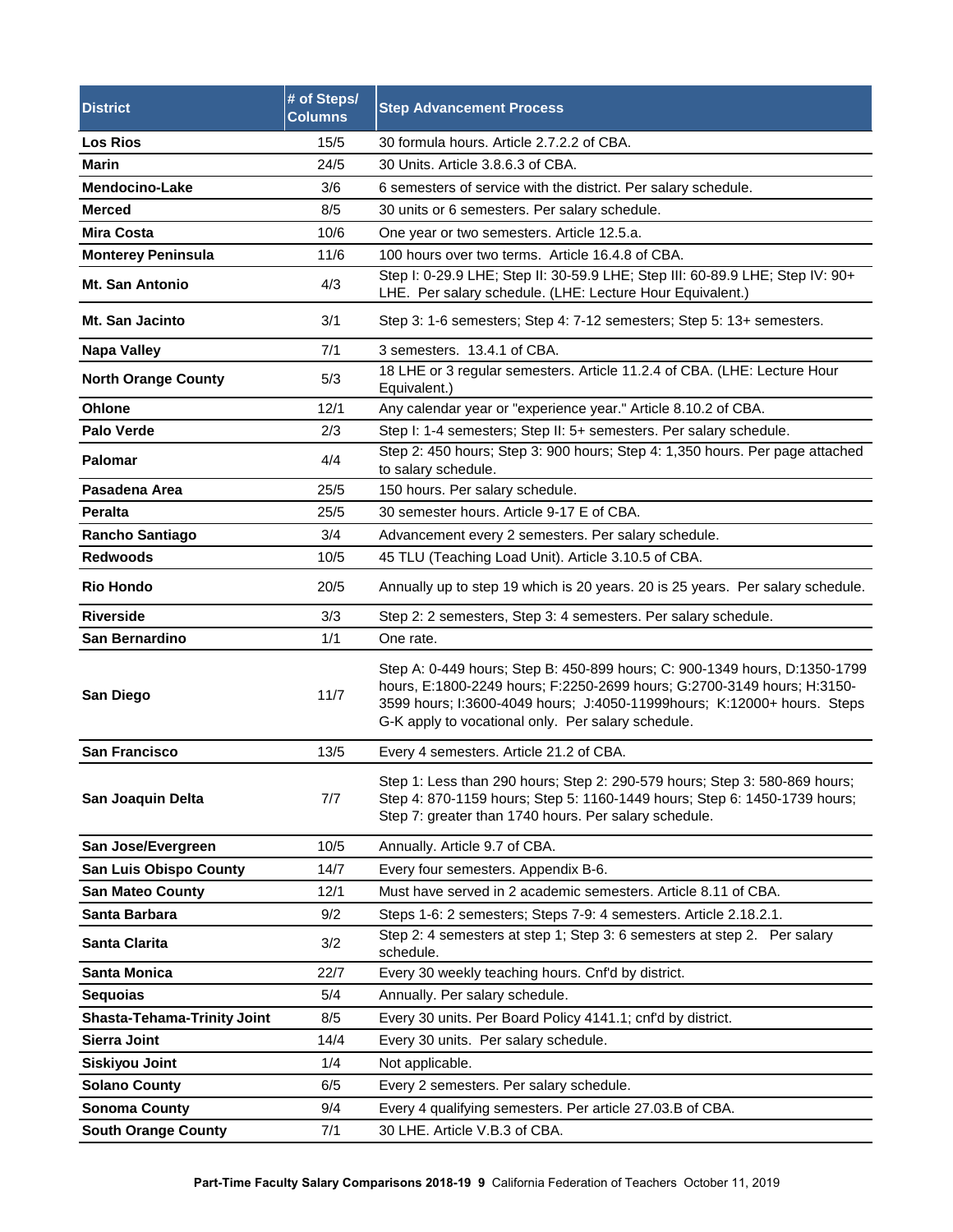| District | # of Steps/ Columns | Step Advancement Process |
|---|---|---|
| **Los Rios** | 15/5 | 30 formula hours. Article 2.7.2.2 of CBA. |
| **Marin** | 24/5 | 30 Units. Article 3.8.6.3 of CBA. |
| **Mendocino-Lake** | 3/6 | 6 semesters of service with the district. Per salary schedule. |
| **Merced** | 8/5 | 30 units or 6 semesters. Per salary schedule. |
| **Mira Costa** | 10/6 | One year or two semesters. Article 12.5.a. |
| **Monterey Peninsula** | 11/6 | 100 hours over two terms. Article 16.4.8 of CBA. |
| **Mt. San Antonio** | 4/3 | Step I: 0-29.9 LHE; Step II: 30-59.9 LHE; Step III: 60-89.9 LHE; Step IV: 90+ LHE. Per salary schedule. (LHE: Lecture Hour Equivalent.) |
| **Mt. San Jacinto** | 3/1 | Step 3: 1-6 semesters; Step 4: 7-12 semesters; Step 5: 13+ semesters. |
| **Napa Valley** | 7/1 | 3 semesters. 13.4.1 of CBA. |
| **North Orange County** | 5/3 | 18 LHE or 3 regular semesters. Article 11.2.4 of CBA. (LHE: Lecture Hour Equivalent.) |
| **Ohlone** | 12/1 | Any calendar year or "experience year." Article 8.10.2 of CBA. |
| **Palo Verde** | 2/3 | Step I: 1-4 semesters; Step II: 5+ semesters. Per salary schedule. |
| **Palomar** | 4/4 | Step 2: 450 hours; Step 3: 900 hours; Step 4: 1,350 hours. Per page attached to salary schedule. |
| **Pasadena Area** | 25/5 | 150 hours. Per salary schedule. |
| **Peralta** | 25/5 | 30 semester hours. Article 9-17 E of CBA. |
| **Rancho Santiago** | 3/4 | Advancement every 2 semesters. Per salary schedule. |
| **Redwoods** | 10/5 | 45 TLU (Teaching Load Unit). Article 3.10.5 of CBA. |
| **Rio Hondo** | 20/5 | Annually up to step 19 which is 20 years. 20 is 25 years. Per salary schedule. |
| **Riverside** | 3/3 | Step 2: 2 semesters, Step 3: 4 semesters. Per salary schedule. |
| **San Bernardino** | 1/1 | One rate. |
| **San Diego** | 11/7 | Step A: 0-449 hours; Step B: 450-899 hours; C: 900-1349 hours, D:1350-1799 hours, E:1800-2249 hours; F:2250-2699 hours; G:2700-3149 hours; H:3150-3599 hours; I:3600-4049 hours; J:4050-11999hours; K:12000+ hours. Steps G-K apply to vocational only. Per salary schedule. |
| **San Francisco** | 13/5 | Every 4 semesters. Article 21.2 of CBA. |
| **San Joaquin Delta** | 7/7 | Step 1: Less than 290 hours; Step 2: 290-579 hours; Step 3: 580-869 hours; Step 4: 870-1159 hours; Step 5: 1160-1449 hours; Step 6: 1450-1739 hours; Step 7: greater than 1740 hours. Per salary schedule. |
| **San Jose/Evergreen** | 10/5 | Annually. Article 9.7 of CBA. |
| **San Luis Obispo County** | 14/7 | Every four semesters. Appendix B-6. |
| **San Mateo County** | 12/1 | Must have served in 2 academic semesters. Article 8.11 of CBA. |
| **Santa Barbara** | 9/2 | Steps 1-6: 2 semesters; Steps 7-9: 4 semesters. Article 2.18.2.1. |
| **Santa Clarita** | 3/2 | Step 2: 4 semesters at step 1; Step 3: 6 semesters at step 2. Per salary schedule. |
| **Santa Monica** | 22/7 | Every 30 weekly teaching hours. Cnf'd by district. |
| **Sequoias** | 5/4 | Annually. Per salary schedule. |
| **Shasta-Tehama-Trinity Joint** | 8/5 | Every 30 units. Per Board Policy 4141.1; cnf'd by district. |
| **Sierra Joint** | 14/4 | Every 30 units. Per salary schedule. |
| **Siskiyou Joint** | 1/4 | Not applicable. |
| **Solano County** | 6/5 | Every 2 semesters. Per salary schedule. |
| **Sonoma County** | 9/4 | Every 4 qualifying semesters. Per article 27.03.B of CBA. |
| **South Orange County** | 7/1 | 30 LHE. Article V.B.3 of CBA. |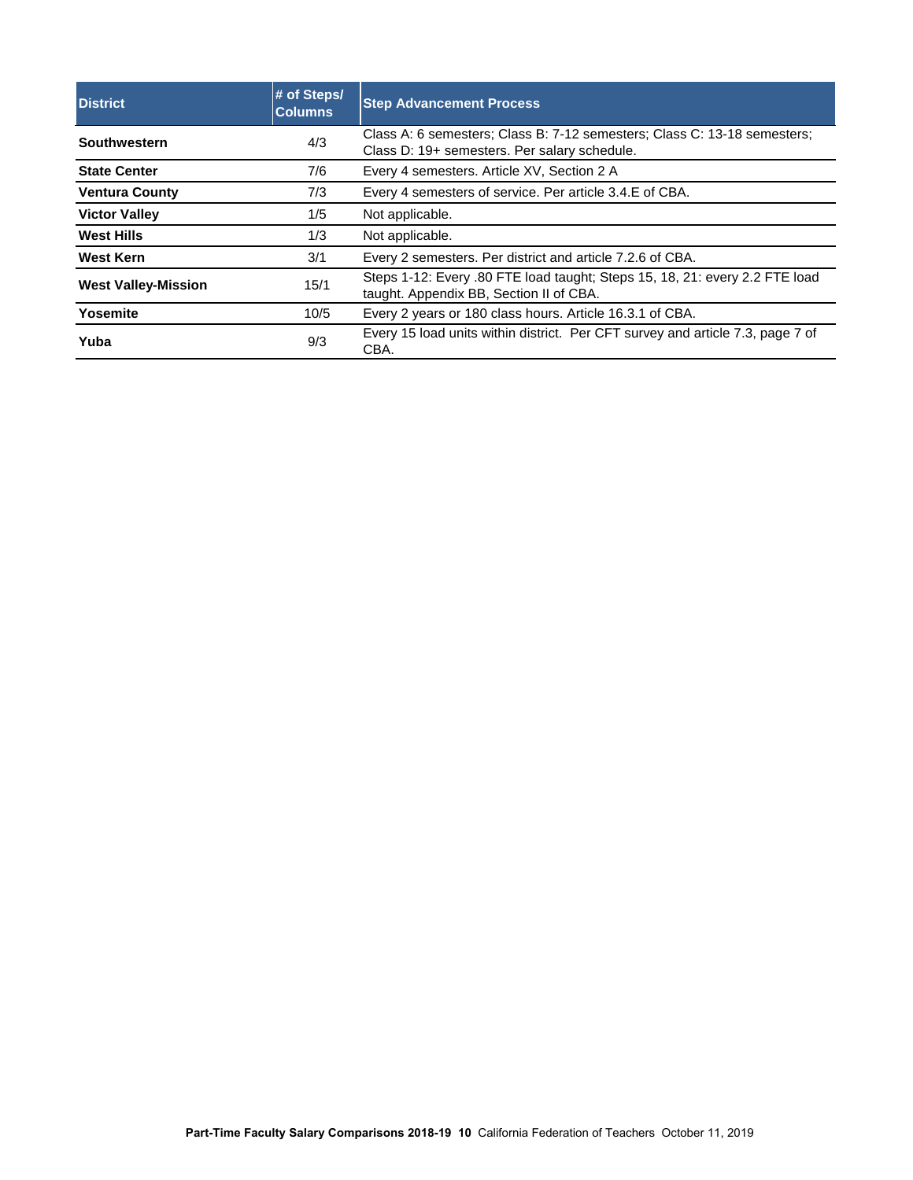| District | # of Steps/ Columns | Step Advancement Process |
| --- | --- | --- |
| **Southwestern** | 4/3 | Class A: 6 semesters; Class B: 7-12 semesters; Class C: 13-18 semesters; Class D: 19+ semesters. Per salary schedule. |
| **State Center** | 7/6 | Every 4 semesters. Article XV, Section 2 A |
| **Ventura County** | 7/3 | Every 4 semesters of service. Per article 3.4.E of CBA. |
| **Victor Valley** | 1/5 | Not applicable. |
| **West Hills** | 1/3 | Not applicable. |
| **West Kern** | 3/1 | Every 2 semesters. Per district and article 7.2.6 of CBA. |
| **West Valley-Mission** | 15/1 | Steps 1-12: Every .80 FTE load taught; Steps 15, 18, 21: every 2.2 FTE load taught. Appendix BB, Section II of CBA. |
| **Yosemite** | 10/5 | Every 2 years or 180 class hours. Article 16.3.1 of CBA. |
| **Yuba** | 9/3 | Every 15 load units within district. Per CFT survey and article 7.3, page 7 of CBA. |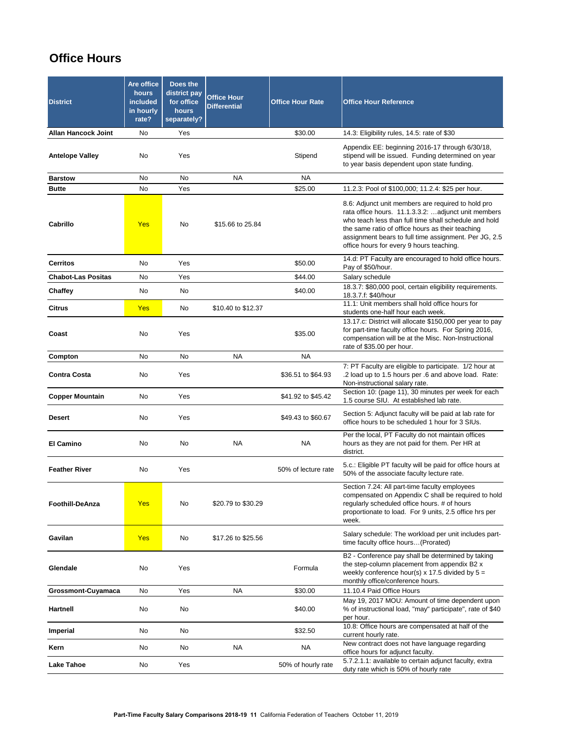## Office Hours

| District | Are office hours included in hourly rate? | Does the district pay for office hours separately? | Office Hour Differential | Office Hour Rate | Office Hour Reference |
|---|---|---|---|---|---|
| **Allan Hancock Joint** | No | Yes | | $30.00 | 14.3: Eligibility rules, 14.5: rate of $30 |
| **Antelope Valley** | No | Yes | | Stipend | Appendix EE: beginning 2016-17 through 6/30/18, stipend will be issued. Funding determined on year to year basis dependent upon state funding. |
| **Barstow** | No | No | NA | NA | |
| **Butte** | No | Yes | | $25.00 | 11.2.3: Pool of $100,000; 11.2.4: $25 per hour. |
| **Cabrillo** | Yes | No | $15.66 to 25.84 | | 8.6: Adjunct unit members are required to hold pro rata office hours. 11.1.3.3.2: …adjunct unit members who teach less than full time shall schedule and hold the same ratio of office hours as their teaching assignment bears to full time assignment. Per JG, 2.5 office hours for every 9 hours teaching. |
| **Cerritos** | No | Yes | | $50.00 | 14.d: PT Faculty are encouraged to hold office hours. Pay of $50/hour. |
| **Chabot-Las Positas** | No | Yes | | $44.00 | Salary schedule |
| **Chaffey** | No | No | | $40.00 | 18.3.7: $80,000 pool, certain eligibility requirements. 18.3.7.f: $40/hour |
| **Citrus** | Yes | No | $10.40 to $12.37 | | 11.1: Unit members shall hold office hours for students one-half hour each week. |
| **Coast** | No | Yes | | $35.00 | 13.17.c: District will allocate $150,000 per year to pay for part-time faculty office hours. For Spring 2016, compensation will be at the Misc. Non-Instructional rate of $35.00 per hour. |
| **Compton** | No | No | NA | NA | |
| **Contra Costa** | No | Yes | | $36.51 to $64.93 | 7: PT Faculty are eligible to participate. 1/2 hour at .2 load up to 1.5 hours per .6 and above load. Rate: Non-instructional salary rate. |
| **Copper Mountain** | No | Yes | | $41.92 to $45.42 | Section 10: (page 11), 30 minutes per week for each 1.5 course SIU. At established lab rate. |
| **Desert** | No | Yes | | $49.43 to $60.67 | Section 5: Adjunct faculty will be paid at lab rate for office hours to be scheduled 1 hour for 3 SIUs. |
| **El Camino** | No | No | NA | NA | Per the local, PT Faculty do not maintain offices hours as they are not paid for them. Per HR at district. |
| **Feather River** | No | Yes | | 50% of lecture rate | 5.c.: Eligible PT faculty will be paid for office hours at 50% of the associate faculty lecture rate. |
| **Foothill-DeAnza** | Yes | No | $20.79 to $30.29 | | Section 7.24: All part-time faculty employees compensated on Appendix C shall be required to hold regularly scheduled office hours. # of hours proportionate to load. For 9 units, 2.5 office hrs per week. |
| **Gavilan** | Yes | No | $17.26 to $25.56 | | Salary schedule: The workload per unit includes part-time faculty office hours…(Prorated) |
| **Glendale** | No | Yes | | Formula | B2 - Conference pay shall be determined by taking the step-column placement from appendix B2 x weekly conference hour(s) x 17.5 divided by 5 = monthly office/conference hours. |
| **Grossmont-Cuyamaca** | No | Yes | NA | $30.00 | 11.10.4 Paid Office Hours |
| **Hartnell** | No | No | | $40.00 | May 19, 2017 MOU: Amount of time dependent upon % of instructional load, "may" participate", rate of $40 per hour. |
| **Imperial** | No | No | | $32.50 | 10.8: Office hours are compensated at half of the current hourly rate. |
| **Kern** | No | No | NA | NA | New contract does not have language regarding office hours for adjunct faculty. |
| **Lake Tahoe** | No | Yes | | 50% of hourly rate | 5.7.2.1.1: available to certain adjunct faculty, extra duty rate which is 50% of hourly rate |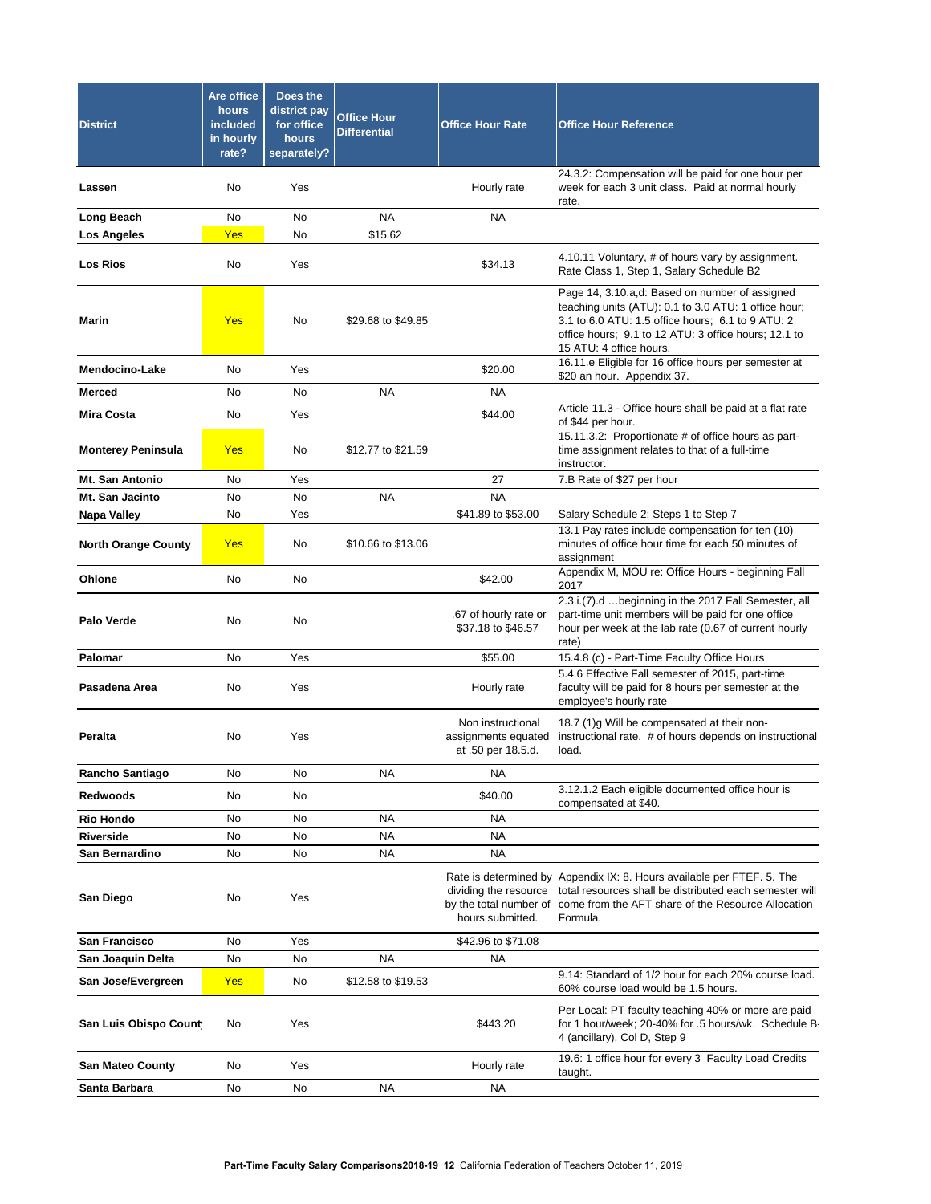| District | Are office hours included in hourly rate? | Does the district pay for office hours separately? | Office Hour Differential | Office Hour Rate | Office Hour Reference |
|---|---|---|---|---|---|
| Lassen | No | Yes | | Hourly rate | 24.3.2: Compensation will be paid for one hour per week for each 3 unit class. Paid at normal hourly rate. |
| Long Beach | No | No | NA | NA | |
| Los Angeles | Yes | No | $15.62 | | |
| Los Rios | No | Yes | | $34.13 | 4.10.11 Voluntary, # of hours vary by assignment. Rate Class 1, Step 1, Salary Schedule B2 |
| Marin | Yes | No | $29.68 to $49.85 | | Page 14, 3.10.a,d: Based on number of assigned teaching units (ATU): 0.1 to 3.0 ATU: 1 office hour; 3.1 to 6.0 ATU: 1.5 office hours; 6.1 to 9 ATU: 2 office hours; 9.1 to 12 ATU: 3 office hours; 12.1 to 15 ATU: 4 office hours. |
| Mendocino-Lake | No | Yes | | $20.00 | 16.11.e Eligible for 16 office hours per semester at $20 an hour. Appendix 37. |
| Merced | No | No | NA | NA | |
| Mira Costa | No | Yes | | $44.00 | Article 11.3 - Office hours shall be paid at a flat rate of $44 per hour. |
| Monterey Peninsula | Yes | No | $12.77 to $21.59 | | 15.11.3.2: Proportionate # of office hours as part-time assignment relates to that of a full-time instructor. |
| Mt. San Antonio | No | Yes | | 27 | 7.B Rate of $27 per hour |
| Mt. San Jacinto | No | No | NA | NA | |
| Napa Valley | No | Yes | | $41.89 to $53.00 | Salary Schedule 2: Steps 1 to Step 7 |
| North Orange County | Yes | No | $10.66 to $13.06 | | 13.1 Pay rates include compensation for ten (10) minutes of office hour time for each 50 minutes of assignment |
| Ohlone | No | No | | $42.00 | Appendix M, MOU re: Office Hours - beginning Fall 2017 |
| Palo Verde | No | No | | .67 of hourly rate or $37.18 to $46.57 | 2.3.i.(7).d …beginning in the 2017 Fall Semester, all part-time unit members will be paid for one office hour per week at the lab rate (0.67 of current hourly rate) |
| Palomar | No | Yes | | $55.00 | 15.4.8 (c) - Part-Time Faculty Office Hours |
| Pasadena Area | No | Yes | | Hourly rate | 5.4.6 Effective Fall semester of 2015, part-time faculty will be paid for 8 hours per semester at the employee's hourly rate |
| Peralta | No | Yes | | Non instructional assignments equated at .50 per 18.5.d. | 18.7 (1)g Will be compensated at their non-instructional rate. # of hours depends on instructional load. |
| Rancho Santiago | No | No | NA | NA | |
| Redwoods | No | No | | $40.00 | 3.12.1.2 Each eligible documented office hour is compensated at $40. |
| Rio Hondo | No | No | NA | NA | |
| Riverside | No | No | NA | NA | |
| San Bernardino | No | No | NA | NA | |
| San Diego | No | Yes | | Rate is determined by dividing the resource by the total number of hours submitted. | Appendix IX: 8. Hours available per FTEF. 5. The total resources shall be distributed each semester will come from the AFT share of the Resource Allocation Formula. |
| San Francisco | No | Yes | | $42.96 to $71.08 | |
| San Joaquin Delta | No | No | NA | NA | |
| San Jose/Evergreen | Yes | No | $12.58 to $19.53 | | 9.14: Standard of 1/2 hour for each 20% course load. 60% course load would be 1.5 hours. |
| San Luis Obispo County | No | Yes | | $443.20 | Per Local: PT faculty teaching 40% or more are paid for 1 hour/week; 20-40% for .5 hours/wk. Schedule B-4 (ancillary), Col D, Step 9 |
| San Mateo County | No | Yes | | Hourly rate | 19.6: 1 office hour for every 3 Faculty Load Credits taught. |
| Santa Barbara | No | No | NA | NA | |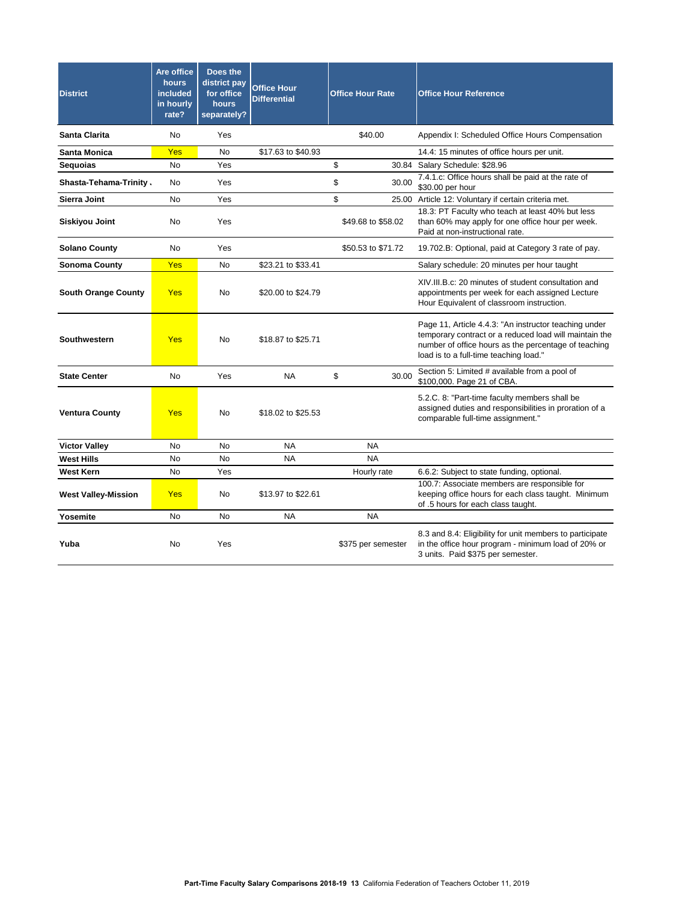| District | Are office hours included in hourly rate? | Does the district pay for office hours separately? | Office Hour Differential | Office Hour Rate | Office Hour Reference |
|---|---|---|---|---|---|
| Santa Clarita | No | Yes | | $40.00 | Appendix I: Scheduled Office Hours Compensation |
| Santa Monica | Yes | No | $17.63 to $40.93 | | 14.4: 15 minutes of office hours per unit. |
| Sequoias | No | Yes | | $ 30.84 | Salary Schedule: $28.96 |
| Shasta-Tehama-Trinity . | No | Yes | | $ 30.00 | 7.4.1.c: Office hours shall be paid at the rate of $30.00 per hour |
| Sierra Joint | No | Yes | | $ 25.00 | Article 12: Voluntary if certain criteria met. |
| Siskiyou Joint | No | Yes | | $49.68 to $58.02 | 18.3: PT Faculty who teach at least 40% but less than 60% may apply for one office hour per week. Paid at non-instructional rate. |
| Solano County | No | Yes | | $50.53 to $71.72 | 19.702.B: Optional, paid at Category 3 rate of pay. |
| Sonoma County | Yes | No | $23.21 to $33.41 | | Salary schedule: 20 minutes per hour taught |
| South Orange County | Yes | No | $20.00 to $24.79 | | XIV.III.B.c: 20 minutes of student consultation and appointments per week for each assigned Lecture Hour Equivalent of classroom instruction. |
| Southwestern | Yes | No | $18.87 to $25.71 | | Page 11, Article 4.4.3: "An instructor teaching under temporary contract or a reduced load will maintain the number of office hours as the percentage of teaching load is to a full-time teaching load." |
| State Center | No | Yes | NA | $ 30.00 | Section 5: Limited # available from a pool of $100,000. Page 21 of CBA. |
| Ventura County | Yes | No | $18.02 to $25.53 | | 5.2.C. 8: "Part-time faculty members shall be assigned duties and responsibilities in proration of a comparable full-time assignment." |
| Victor Valley | No | No | NA | NA | |
| West Hills | No | No | NA | NA | |
| West Kern | No | Yes | | Hourly rate | 6.6.2: Subject to state funding, optional. |
| West Valley-Mission | Yes | No | $13.97 to $22.61 | | 100.7: Associate members are responsible for keeping office hours for each class taught. Minimum of .5 hours for each class taught. |
| Yosemite | No | No | NA | NA | |
| Yuba | No | Yes | | $375 per semester | 8.3 and 8.4: Eligibility for unit members to participate in the office hour program - minimum load of 20% or 3 units. Paid $375 per semester. |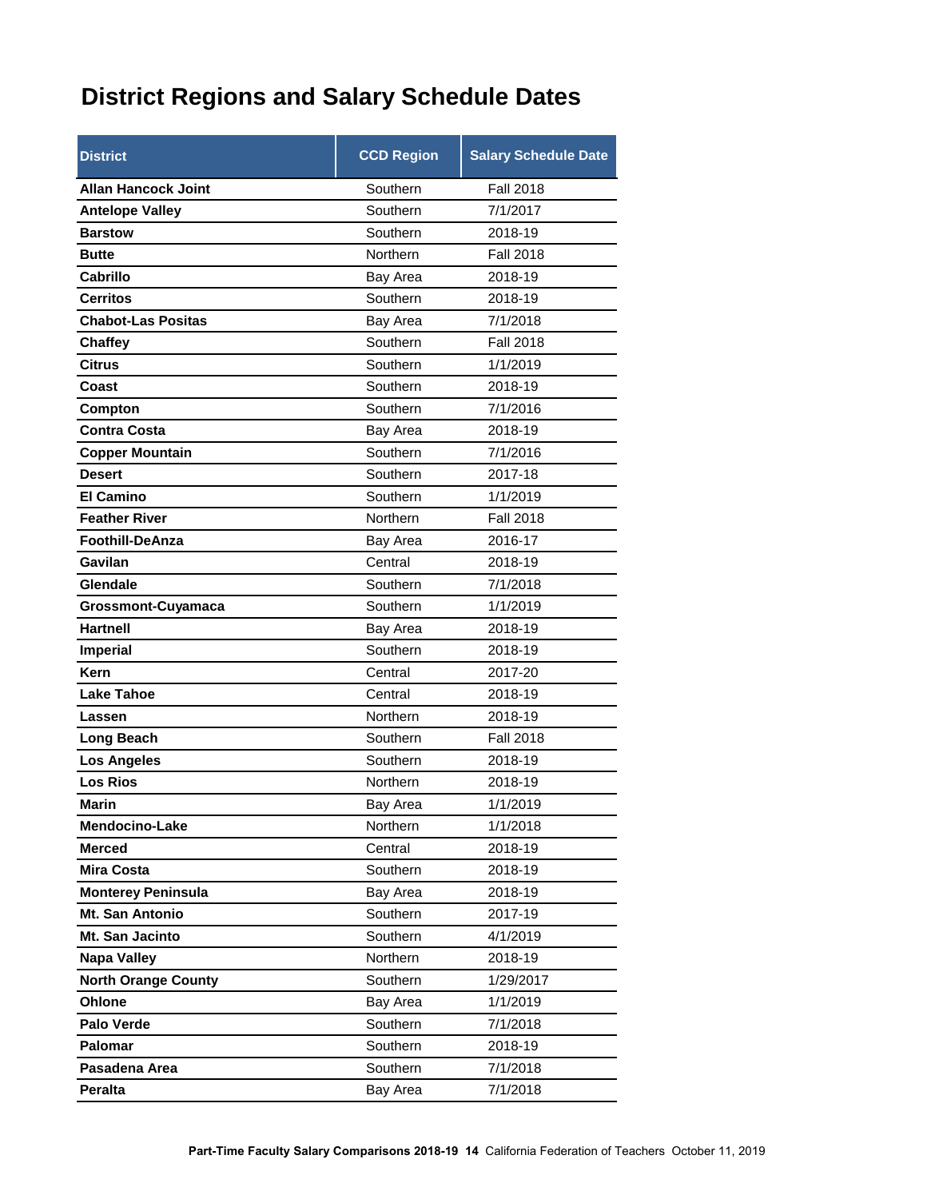# District Regions and Salary Schedule Dates

| District | CCD Region | Salary Schedule Date |
|---|---|---|
| **Allan Hancock Joint** | Southern | Fall 2018 |
| **Antelope Valley** | Southern | 7/1/2017 |
| **Barstow** | Southern | 2018-19 |
| **Butte** | Northern | Fall 2018 |
| **Cabrillo** | Bay Area | 2018-19 |
| **Cerritos** | Southern | 2018-19 |
| **Chabot-Las Positas** | Bay Area | 7/1/2018 |
| **Chaffey** | Southern | Fall 2018 |
| **Citrus** | Southern | 1/1/2019 |
| **Coast** | Southern | 2018-19 |
| **Compton** | Southern | 7/1/2016 |
| **Contra Costa** | Bay Area | 2018-19 |
| **Copper Mountain** | Southern | 7/1/2016 |
| **Desert** | Southern | 2017-18 |
| **El Camino** | Southern | 1/1/2019 |
| **Feather River** | Northern | Fall 2018 |
| **Foothill-DeAnza** | Bay Area | 2016-17 |
| **Gavilan** | Central | 2018-19 |
| **Glendale** | Southern | 7/1/2018 |
| **Grossmont-Cuyamaca** | Southern | 1/1/2019 |
| **Hartnell** | Bay Area | 2018-19 |
| **Imperial** | Southern | 2018-19 |
| **Kern** | Central | 2017-20 |
| **Lake Tahoe** | Central | 2018-19 |
| **Lassen** | Northern | 2018-19 |
| **Long Beach** | Southern | Fall 2018 |
| **Los Angeles** | Southern | 2018-19 |
| **Los Rios** | Northern | 2018-19 |
| **Marin** | Bay Area | 1/1/2019 |
| **Mendocino-Lake** | Northern | 1/1/2018 |
| **Merced** | Central | 2018-19 |
| **Mira Costa** | Southern | 2018-19 |
| **Monterey Peninsula** | Bay Area | 2018-19 |
| **Mt. San Antonio** | Southern | 2017-19 |
| **Mt. San Jacinto** | Southern | 4/1/2019 |
| **Napa Valley** | Northern | 2018-19 |
| **North Orange County** | Southern | 1/29/2017 |
| **Ohlone** | Bay Area | 1/1/2019 |
| **Palo Verde** | Southern | 7/1/2018 |
| **Palomar** | Southern | 2018-19 |
| **Pasadena Area** | Southern | 7/1/2018 |
| **Peralta** | Bay Area | 7/1/2018 |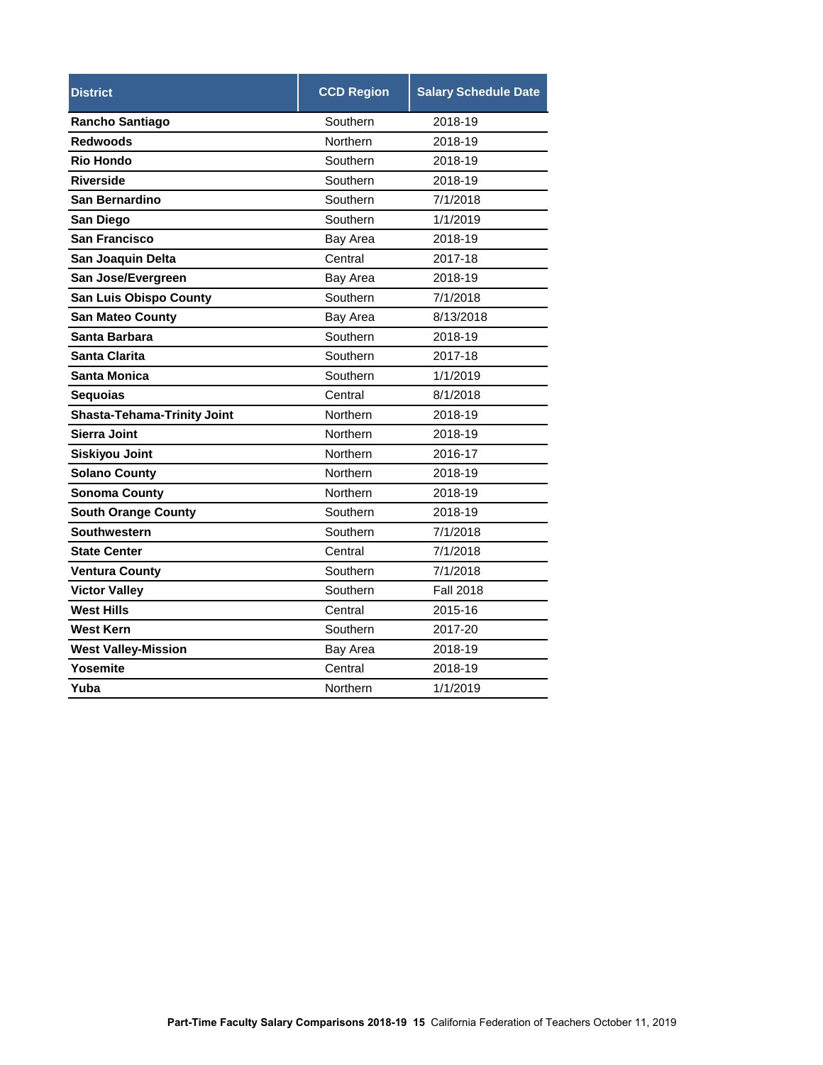| District | CCD Region | Salary Schedule Date |
|---|---|---|
| **Rancho Santiago** | Southern | 2018-19 |
| **Redwoods** | Northern | 2018-19 |
| **Rio Hondo** | Southern | 2018-19 |
| **Riverside** | Southern | 2018-19 |
| **San Bernardino** | Southern | 7/1/2018 |
| **San Diego** | Southern | 1/1/2019 |
| **San Francisco** | Bay Area | 2018-19 |
| **San Joaquin Delta** | Central | 2017-18 |
| **San Jose/Evergreen** | Bay Area | 2018-19 |
| **San Luis Obispo County** | Southern | 7/1/2018 |
| **San Mateo County** | Bay Area | 8/13/2018 |
| **Santa Barbara** | Southern | 2018-19 |
| **Santa Clarita** | Southern | 2017-18 |
| **Santa Monica** | Southern | 1/1/2019 |
| **Sequoias** | Central | 8/1/2018 |
| **Shasta-Tehama-Trinity Joint** | Northern | 2018-19 |
| **Sierra Joint** | Northern | 2018-19 |
| **Siskiyou Joint** | Northern | 2016-17 |
| **Solano County** | Northern | 2018-19 |
| **Sonoma County** | Northern | 2018-19 |
| **South Orange County** | Southern | 2018-19 |
| **Southwestern** | Southern | 7/1/2018 |
| **State Center** | Central | 7/1/2018 |
| **Ventura County** | Southern | 7/1/2018 |
| **Victor Valley** | Southern | Fall 2018 |
| **West Hills** | Central | 2015-16 |
| **West Kern** | Southern | 2017-20 |
| **West Valley-Mission** | Bay Area | 2018-19 |
| **Yosemite** | Central | 2018-19 |
| **Yuba** | Northern | 1/1/2019 |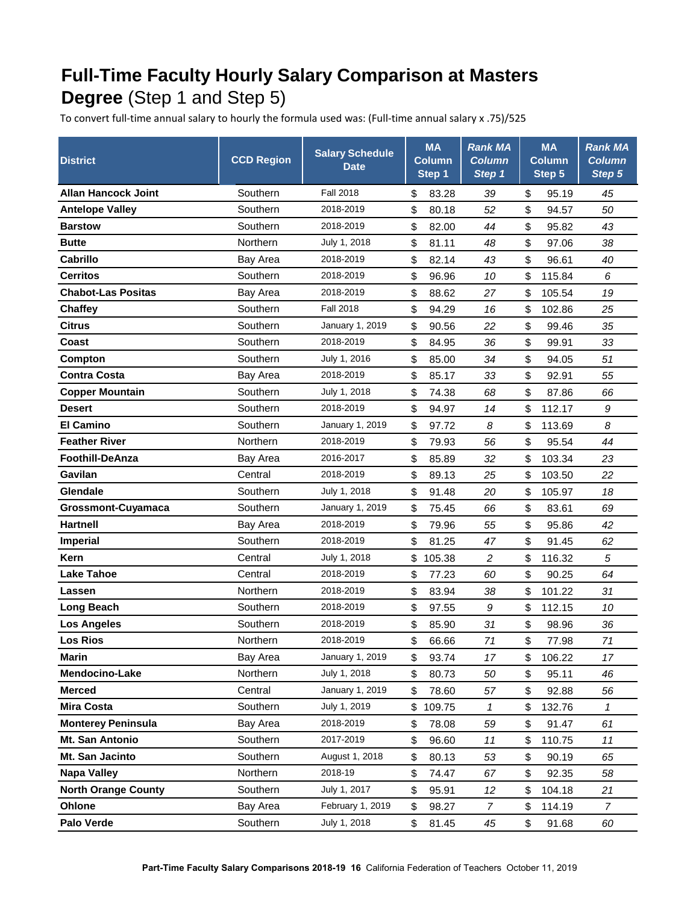# Full-Time Faculty Hourly Salary Comparison at Masters Degree (Step 1 and Step 5)

To convert full-time annual salary to hourly the formula used was: (Full-time annual salary x .75)/525

| District | CCD Region | Salary Schedule Date | MA Column Step 1 | *Rank MA Column Step 1* | MA Column Step 5 | *Rank MA Column Step 5* |
|---|---|---|---|---|---|---|
| **Allan Hancock Joint** | Southern | Fall 2018 | $ 83.28 | *39* | $ 95.19 | *45* |
| **Antelope Valley** | Southern | 2018-2019 | $ 80.18 | *52* | $ 94.57 | *50* |
| **Barstow** | Southern | 2018-2019 | $ 82.00 | *44* | $ 95.82 | *43* |
| **Butte** | Northern | July 1, 2018 | $ 81.11 | *48* | $ 97.06 | *38* |
| **Cabrillo** | Bay Area | 2018-2019 | $ 82.14 | *43* | $ 96.61 | *40* |
| **Cerritos** | Southern | 2018-2019 | $ 96.96 | *10* | $ 115.84 | *6* |
| **Chabot-Las Positas** | Bay Area | 2018-2019 | $ 88.62 | *27* | $ 105.54 | *19* |
| **Chaffey** | Southern | Fall 2018 | $ 94.29 | *16* | $ 102.86 | *25* |
| **Citrus** | Southern | January 1, 2019 | $ 90.56 | *22* | $ 99.46 | *35* |
| **Coast** | Southern | 2018-2019 | $ 84.95 | *36* | $ 99.91 | *33* |
| **Compton** | Southern | July 1, 2016 | $ 85.00 | *34* | $ 94.05 | *51* |
| **Contra Costa** | Bay Area | 2018-2019 | $ 85.17 | *33* | $ 92.91 | *55* |
| **Copper Mountain** | Southern | July 1, 2018 | $ 74.38 | *68* | $ 87.86 | *66* |
| **Desert** | Southern | 2018-2019 | $ 94.97 | *14* | $ 112.17 | *9* |
| **El Camino** | Southern | January 1, 2019 | $ 97.72 | *8* | $ 113.69 | *8* |
| **Feather River** | Northern | 2018-2019 | $ 79.93 | *56* | $ 95.54 | *44* |
| **Foothill-DeAnza** | Bay Area | 2016-2017 | $ 85.89 | *32* | $ 103.34 | *23* |
| **Gavilan** | Central | 2018-2019 | $ 89.13 | *25* | $ 103.50 | *22* |
| **Glendale** | Southern | July 1, 2018 | $ 91.48 | *20* | $ 105.97 | *18* |
| **Grossmont-Cuyamaca** | Southern | January 1, 2019 | $ 75.45 | *66* | $ 83.61 | *69* |
| **Hartnell** | Bay Area | 2018-2019 | $ 79.96 | *55* | $ 95.86 | *42* |
| **Imperial** | Southern | 2018-2019 | $ 81.25 | *47* | $ 91.45 | *62* |
| **Kern** | Central | July 1, 2018 | $ 105.38 | *2* | $ 116.32 | *5* |
| **Lake Tahoe** | Central | 2018-2019 | $ 77.23 | *60* | $ 90.25 | *64* |
| **Lassen** | Northern | 2018-2019 | $ 83.94 | *38* | $ 101.22 | *31* |
| **Long Beach** | Southern | 2018-2019 | $ 97.55 | *9* | $ 112.15 | *10* |
| **Los Angeles** | Southern | 2018-2019 | $ 85.90 | *31* | $ 98.96 | *36* |
| **Los Rios** | Northern | 2018-2019 | $ 66.66 | *71* | $ 77.98 | *71* |
| **Marin** | Bay Area | January 1, 2019 | $ 93.74 | *17* | $ 106.22 | *17* |
| **Mendocino-Lake** | Northern | July 1, 2018 | $ 80.73 | *50* | $ 95.11 | *46* |
| **Merced** | Central | January 1, 2019 | $ 78.60 | *57* | $ 92.88 | *56* |
| **Mira Costa** | Southern | July 1, 2019 | $ 109.75 | *1* | $ 132.76 | *1* |
| **Monterey Peninsula** | Bay Area | 2018-2019 | $ 78.08 | *59* | $ 91.47 | *61* |
| **Mt. San Antonio** | Southern | 2017-2019 | $ 96.60 | *11* | $ 110.75 | *11* |
| **Mt. San Jacinto** | Southern | August 1, 2018 | $ 80.13 | *53* | $ 90.19 | *65* |
| **Napa Valley** | Northern | 2018-19 | $ 74.47 | *67* | $ 92.35 | *58* |
| **North Orange County** | Southern | July 1, 2017 | $ 95.91 | *12* | $ 104.18 | *21* |
| **Ohlone** | Bay Area | February 1, 2019 | $ 98.27 | *7* | $ 114.19 | *7* |
| **Palo Verde** | Southern | July 1, 2018 | $ 81.45 | *45* | $ 91.68 | *60* |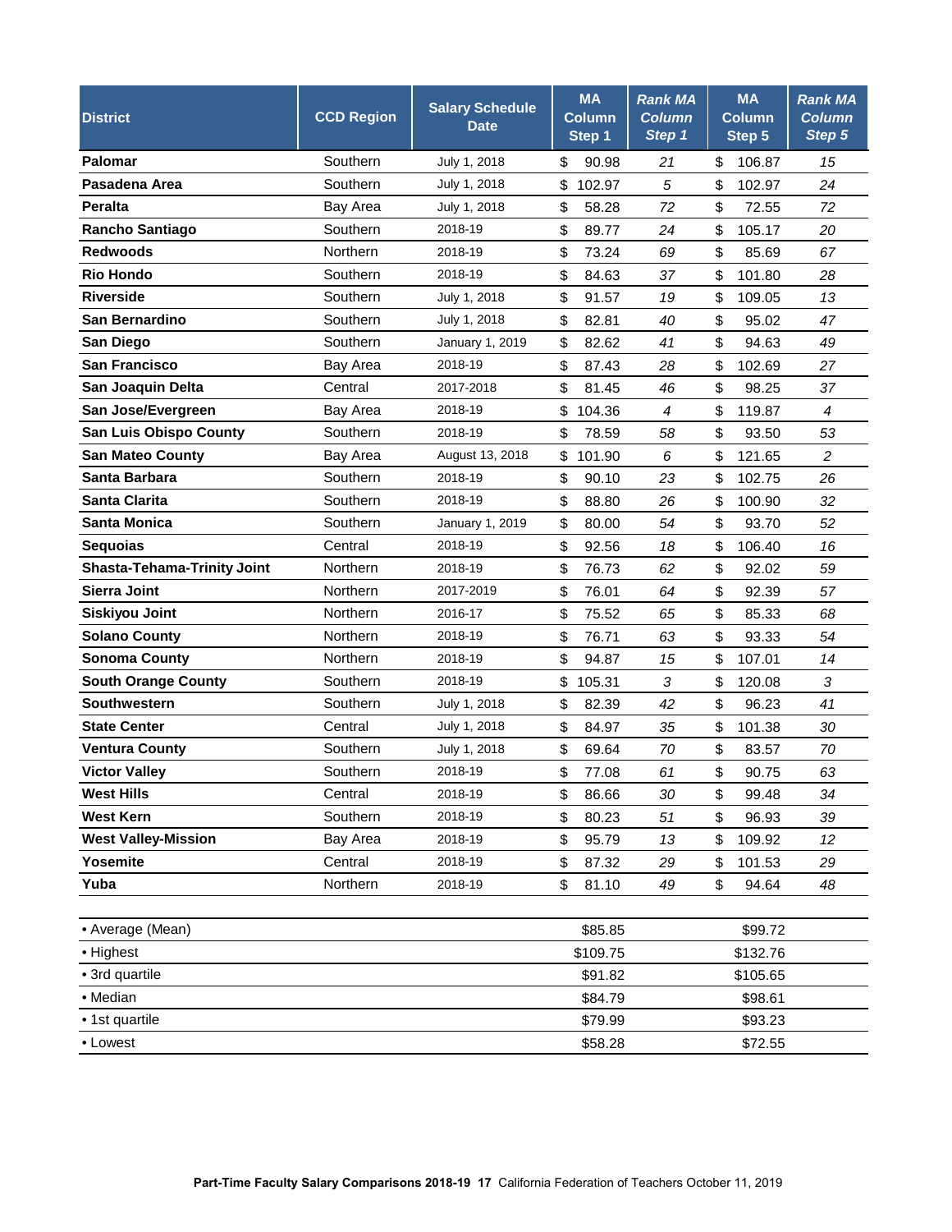| District | CCD Region | Salary Schedule Date | MA Column Step 1 | *Rank MA Column Step 1* | MA Column Step 5 | *Rank MA Column Step 5* |
|---|---|---|---|---|---|---|
| **Palomar** | Southern | July 1, 2018 | $ 90.98 | *21* | $ 106.87 | *15* |
| **Pasadena Area** | Southern | July 1, 2018 | $ 102.97 | *5* | $ 102.97 | *24* |
| **Peralta** | Bay Area | July 1, 2018 | $ 58.28 | *72* | $ 72.55 | *72* |
| **Rancho Santiago** | Southern | 2018-19 | $ 89.77 | *24* | $ 105.17 | *20* |
| **Redwoods** | Northern | 2018-19 | $ 73.24 | *69* | $ 85.69 | *67* |
| **Rio Hondo** | Southern | 2018-19 | $ 84.63 | *37* | $ 101.80 | *28* |
| **Riverside** | Southern | July 1, 2018 | $ 91.57 | *19* | $ 109.05 | *13* |
| **San Bernardino** | Southern | July 1, 2018 | $ 82.81 | *40* | $ 95.02 | *47* |
| **San Diego** | Southern | January 1, 2019 | $ 82.62 | *41* | $ 94.63 | *49* |
| **San Francisco** | Bay Area | 2018-19 | $ 87.43 | *28* | $ 102.69 | *27* |
| **San Joaquin Delta** | Central | 2017-2018 | $ 81.45 | *46* | $ 98.25 | *37* |
| **San Jose/Evergreen** | Bay Area | 2018-19 | $ 104.36 | *4* | $ 119.87 | *4* |
| **San Luis Obispo County** | Southern | 2018-19 | $ 78.59 | *58* | $ 93.50 | *53* |
| **San Mateo County** | Bay Area | August 13, 2018 | $ 101.90 | *6* | $ 121.65 | *2* |
| **Santa Barbara** | Southern | 2018-19 | $ 90.10 | *23* | $ 102.75 | *26* |
| **Santa Clarita** | Southern | 2018-19 | $ 88.80 | *26* | $ 100.90 | *32* |
| **Santa Monica** | Southern | January 1, 2019 | $ 80.00 | *54* | $ 93.70 | *52* |
| **Sequoias** | Central | 2018-19 | $ 92.56 | *18* | $ 106.40 | *16* |
| **Shasta-Tehama-Trinity Joint** | Northern | 2018-19 | $ 76.73 | *62* | $ 92.02 | *59* |
| **Sierra Joint** | Northern | 2017-2019 | $ 76.01 | *64* | $ 92.39 | *57* |
| **Siskiyou Joint** | Northern | 2016-17 | $ 75.52 | *65* | $ 85.33 | *68* |
| **Solano County** | Northern | 2018-19 | $ 76.71 | *63* | $ 93.33 | *54* |
| **Sonoma County** | Northern | 2018-19 | $ 94.87 | *15* | $ 107.01 | *14* |
| **South Orange County** | Southern | 2018-19 | $ 105.31 | *3* | $ 120.08 | *3* |
| **Southwestern** | Southern | July 1, 2018 | $ 82.39 | *42* | $ 96.23 | *41* |
| **State Center** | Central | July 1, 2018 | $ 84.97 | *35* | $ 101.38 | *30* |
| **Ventura County** | Southern | July 1, 2018 | $ 69.64 | *70* | $ 83.57 | *70* |
| **Victor Valley** | Southern | 2018-19 | $ 77.08 | *61* | $ 90.75 | *63* |
| **West Hills** | Central | 2018-19 | $ 86.66 | *30* | $ 99.48 | *34* |
| **West Kern** | Southern | 2018-19 | $ 80.23 | *51* | $ 96.93 | *39* |
| **West Valley-Mission** | Bay Area | 2018-19 | $ 95.79 | *13* | $ 109.92 | *12* |
| **Yosemite** | Central | 2018-19 | $ 87.32 | *29* | $ 101.53 | *29* |
| **Yuba** | Northern | 2018-19 | $ 81.10 | *49* | $ 94.64 | *48* |

| | MA Column Step 1 | MA Column Step 5 |
|---|---|---|
| • Average (Mean) | $85.85 | $99.72 |
| • Highest | $109.75 | $132.76 |
| • 3rd quartile | $91.82 | $105.65 |
| • Median | $84.79 | $98.61 |
| • 1st quartile | $79.99 | $93.23 |
| • Lowest | $58.28 | $72.55 |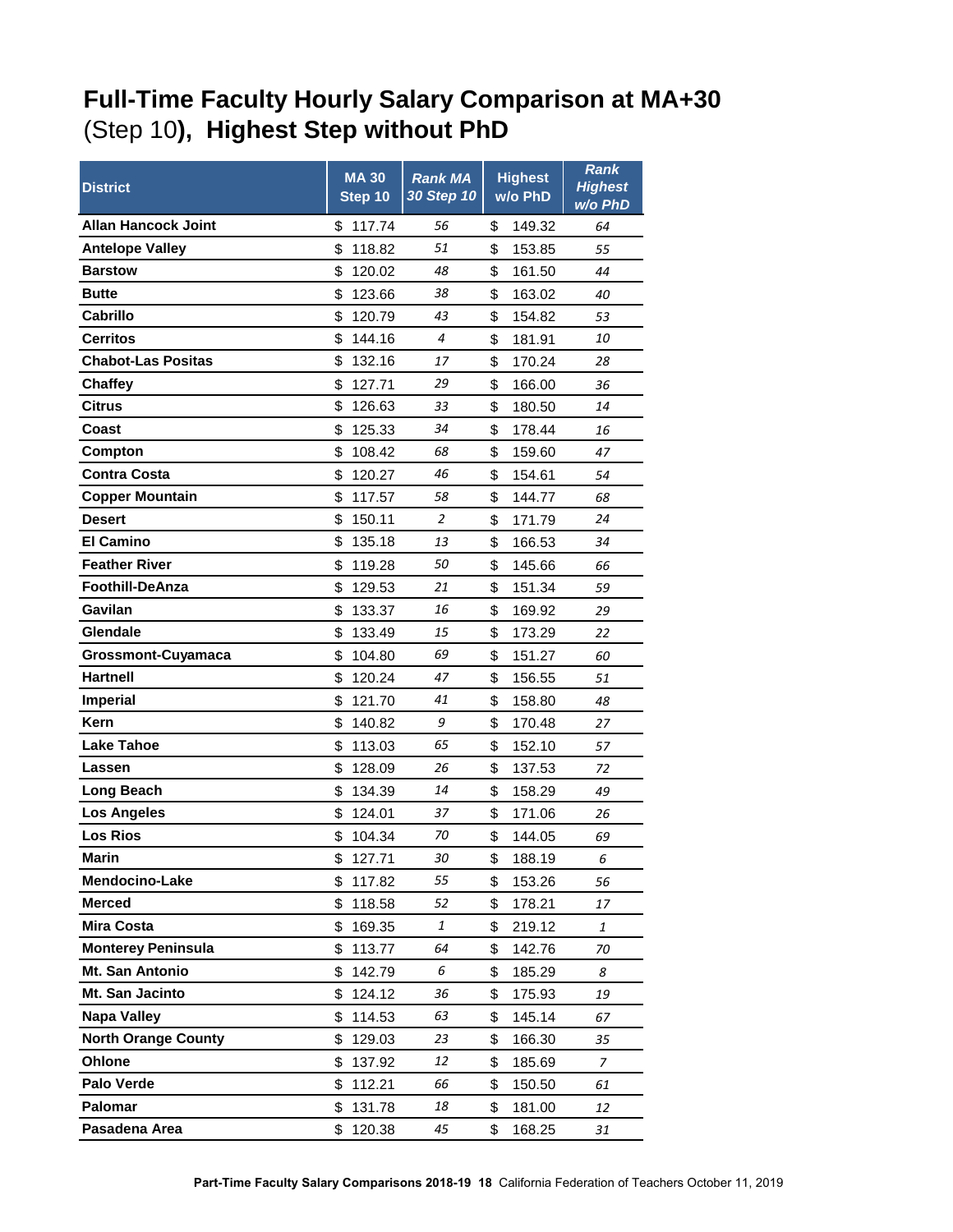# Full-Time Faculty Hourly Salary Comparison at MA+30 (Step 10), Highest Step without PhD

| District | MA 30 Step 10 | *Rank MA 30 Step 10* | Highest w/o PhD | *Rank Highest w/o PhD* |
|---|---|---|---|---|
| **Allan Hancock Joint** | $ 117.74 | *56* | $ 149.32 | *64* |
| **Antelope Valley** | $ 118.82 | *51* | $ 153.85 | *55* |
| **Barstow** | $ 120.02 | *48* | $ 161.50 | *44* |
| **Butte** | $ 123.66 | *38* | $ 163.02 | *40* |
| **Cabrillo** | $ 120.79 | *43* | $ 154.82 | *53* |
| **Cerritos** | $ 144.16 | *4* | $ 181.91 | *10* |
| **Chabot-Las Positas** | $ 132.16 | *17* | $ 170.24 | *28* |
| **Chaffey** | $ 127.71 | *29* | $ 166.00 | *36* |
| **Citrus** | $ 126.63 | *33* | $ 180.50 | *14* |
| **Coast** | $ 125.33 | *34* | $ 178.44 | *16* |
| **Compton** | $ 108.42 | *68* | $ 159.60 | *47* |
| **Contra Costa** | $ 120.27 | *46* | $ 154.61 | *54* |
| **Copper Mountain** | $ 117.57 | *58* | $ 144.77 | *68* |
| **Desert** | $ 150.11 | *2* | $ 171.79 | *24* |
| **El Camino** | $ 135.18 | *13* | $ 166.53 | *34* |
| **Feather River** | $ 119.28 | *50* | $ 145.66 | *66* |
| **Foothill-DeAnza** | $ 129.53 | *21* | $ 151.34 | *59* |
| **Gavilan** | $ 133.37 | *16* | $ 169.92 | *29* |
| **Glendale** | $ 133.49 | *15* | $ 173.29 | *22* |
| **Grossmont-Cuyamaca** | $ 104.80 | *69* | $ 151.27 | *60* |
| **Hartnell** | $ 120.24 | *47* | $ 156.55 | *51* |
| **Imperial** | $ 121.70 | *41* | $ 158.80 | *48* |
| **Kern** | $ 140.82 | *9* | $ 170.48 | *27* |
| **Lake Tahoe** | $ 113.03 | *65* | $ 152.10 | *57* |
| **Lassen** | $ 128.09 | *26* | $ 137.53 | *72* |
| **Long Beach** | $ 134.39 | *14* | $ 158.29 | *49* |
| **Los Angeles** | $ 124.01 | *37* | $ 171.06 | *26* |
| **Los Rios** | $ 104.34 | *70* | $ 144.05 | *69* |
| **Marin** | $ 127.71 | *30* | $ 188.19 | *6* |
| **Mendocino-Lake** | $ 117.82 | *55* | $ 153.26 | *56* |
| **Merced** | $ 118.58 | *52* | $ 178.21 | *17* |
| **Mira Costa** | $ 169.35 | *1* | $ 219.12 | *1* |
| **Monterey Peninsula** | $ 113.77 | *64* | $ 142.76 | *70* |
| **Mt. San Antonio** | $ 142.79 | *6* | $ 185.29 | *8* |
| **Mt. San Jacinto** | $ 124.12 | *36* | $ 175.93 | *19* |
| **Napa Valley** | $ 114.53 | *63* | $ 145.14 | *67* |
| **North Orange County** | $ 129.03 | *23* | $ 166.30 | *35* |
| **Ohlone** | $ 137.92 | *12* | $ 185.69 | *7* |
| **Palo Verde** | $ 112.21 | *66* | $ 150.50 | *61* |
| **Palomar** | $ 131.78 | *18* | $ 181.00 | *12* |
| **Pasadena Area** | $ 120.38 | *45* | $ 168.25 | *31* |

**Part-Time Faculty Salary Comparisons 2018-19 18** California Federation of Teachers October 11, 2019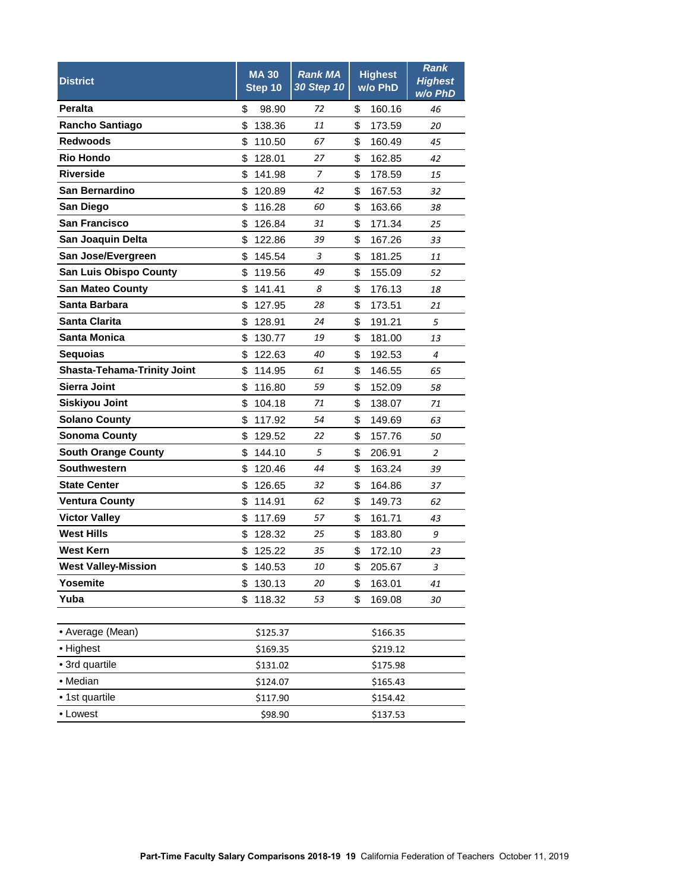| District | MA 30 Step 10 | *Rank MA 30 Step 10* | Highest w/o PhD | *Rank Highest w/o PhD* |
|---|---|---|---|---|
| **Peralta** | $ 98.90 | *72* | $ 160.16 | *46* |
| **Rancho Santiago** | $ 138.36 | *11* | $ 173.59 | *20* |
| **Redwoods** | $ 110.50 | *67* | $ 160.49 | *45* |
| **Rio Hondo** | $ 128.01 | *27* | $ 162.85 | *42* |
| **Riverside** | $ 141.98 | *7* | $ 178.59 | *15* |
| **San Bernardino** | $ 120.89 | *42* | $ 167.53 | *32* |
| **San Diego** | $ 116.28 | *60* | $ 163.66 | *38* |
| **San Francisco** | $ 126.84 | *31* | $ 171.34 | *25* |
| **San Joaquin Delta** | $ 122.86 | *39* | $ 167.26 | *33* |
| **San Jose/Evergreen** | $ 145.54 | *3* | $ 181.25 | *11* |
| **San Luis Obispo County** | $ 119.56 | *49* | $ 155.09 | *52* |
| **San Mateo County** | $ 141.41 | *8* | $ 176.13 | *18* |
| **Santa Barbara** | $ 127.95 | *28* | $ 173.51 | *21* |
| **Santa Clarita** | $ 128.91 | *24* | $ 191.21 | *5* |
| **Santa Monica** | $ 130.77 | *19* | $ 181.00 | *13* |
| **Sequoias** | $ 122.63 | *40* | $ 192.53 | *4* |
| **Shasta-Tehama-Trinity Joint** | $ 114.95 | *61* | $ 146.55 | *65* |
| **Sierra Joint** | $ 116.80 | *59* | $ 152.09 | *58* |
| **Siskiyou Joint** | $ 104.18 | *71* | $ 138.07 | *71* |
| **Solano County** | $ 117.92 | *54* | $ 149.69 | *63* |
| **Sonoma County** | $ 129.52 | *22* | $ 157.76 | *50* |
| **South Orange County** | $ 144.10 | *5* | $ 206.91 | *2* |
| **Southwestern** | $ 120.46 | *44* | $ 163.24 | *39* |
| **State Center** | $ 126.65 | *32* | $ 164.86 | *37* |
| **Ventura County** | $ 114.91 | *62* | $ 149.73 | *62* |
| **Victor Valley** | $ 117.69 | *57* | $ 161.71 | *43* |
| **West Hills** | $ 128.32 | *25* | $ 183.80 | *9* |
| **West Kern** | $ 125.22 | *35* | $ 172.10 | *23* |
| **West Valley-Mission** | $ 140.53 | *10* | $ 205.67 | *3* |
| **Yosemite** | $ 130.13 | *20* | $ 163.01 | *41* |
| **Yuba** | $ 118.32 | *53* | $ 169.08 | *30* |

| | MA 30 Step 10 | Highest w/o PhD |
|---|---|---|
| • Average (Mean) | $125.37 | $166.35 |
| • Highest | $169.35 | $219.12 |
| • 3rd quartile | $131.02 | $175.98 |
| • Median | $124.07 | $165.43 |
| • 1st quartile | $117.90 | $154.42 |
| • Lowest | $98.90 | $137.53 |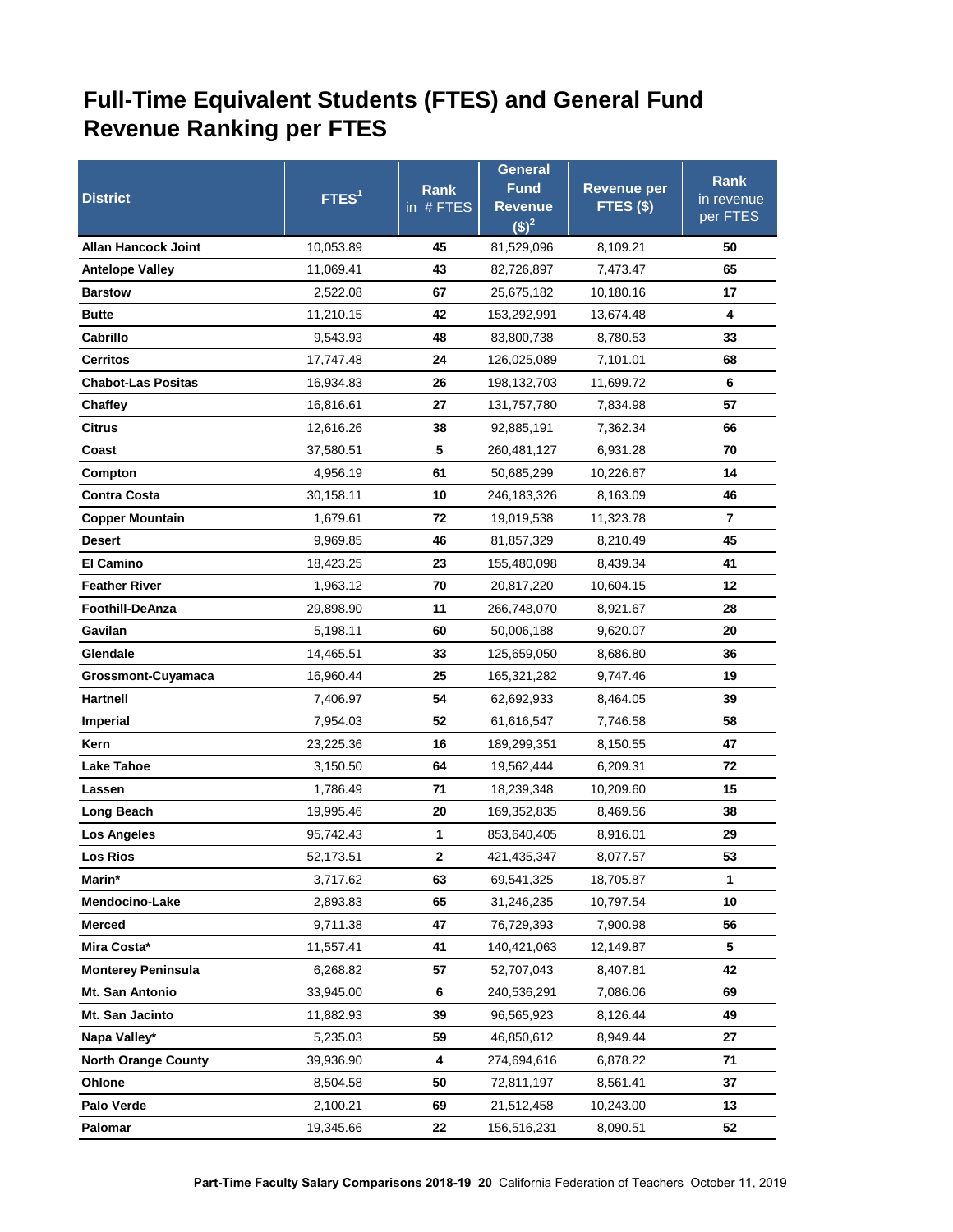# Full-Time Equivalent Students (FTES) and General Fund Revenue Ranking per FTES

| District | FTES[1] | Rank in # FTES | General Fund Revenue ($)[2] | Revenue per FTES ($) | Rank in revenue per FTES |
|---|---|---|---|---|---|
| **Allan Hancock Joint** | 10,053.89 | **45** | 81,529,096 | 8,109.21 | **50** |
| **Antelope Valley** | 11,069.41 | **43** | 82,726,897 | 7,473.47 | **65** |
| **Barstow** | 2,522.08 | **67** | 25,675,182 | 10,180.16 | **17** |
| **Butte** | 11,210.15 | **42** | 153,292,991 | 13,674.48 | **4** |
| **Cabrillo** | 9,543.93 | **48** | 83,800,738 | 8,780.53 | **33** |
| **Cerritos** | 17,747.48 | **24** | 126,025,089 | 7,101.01 | **68** |
| **Chabot-Las Positas** | 16,934.83 | **26** | 198,132,703 | 11,699.72 | **6** |
| **Chaffey** | 16,816.61 | **27** | 131,757,780 | 7,834.98 | **57** |
| **Citrus** | 12,616.26 | **38** | 92,885,191 | 7,362.34 | **66** |
| **Coast** | 37,580.51 | **5** | 260,481,127 | 6,931.28 | **70** |
| **Compton** | 4,956.19 | **61** | 50,685,299 | 10,226.67 | **14** |
| **Contra Costa** | 30,158.11 | **10** | 246,183,326 | 8,163.09 | **46** |
| **Copper Mountain** | 1,679.61 | **72** | 19,019,538 | 11,323.78 | **7** |
| **Desert** | 9,969.85 | **46** | 81,857,329 | 8,210.49 | **45** |
| **El Camino** | 18,423.25 | **23** | 155,480,098 | 8,439.34 | **41** |
| **Feather River** | 1,963.12 | **70** | 20,817,220 | 10,604.15 | **12** |
| **Foothill-DeAnza** | 29,898.90 | **11** | 266,748,070 | 8,921.67 | **28** |
| **Gavilan** | 5,198.11 | **60** | 50,006,188 | 9,620.07 | **20** |
| **Glendale** | 14,465.51 | **33** | 125,659,050 | 8,686.80 | **36** |
| **Grossmont-Cuyamaca** | 16,960.44 | **25** | 165,321,282 | 9,747.46 | **19** |
| **Hartnell** | 7,406.97 | **54** | 62,692,933 | 8,464.05 | **39** |
| **Imperial** | 7,954.03 | **52** | 61,616,547 | 7,746.58 | **58** |
| **Kern** | 23,225.36 | **16** | 189,299,351 | 8,150.55 | **47** |
| **Lake Tahoe** | 3,150.50 | **64** | 19,562,444 | 6,209.31 | **72** |
| **Lassen** | 1,786.49 | **71** | 18,239,348 | 10,209.60 | **15** |
| **Long Beach** | 19,995.46 | **20** | 169,352,835 | 8,469.56 | **38** |
| **Los Angeles** | 95,742.43 | **1** | 853,640,405 | 8,916.01 | **29** |
| **Los Rios** | 52,173.51 | **2** | 421,435,347 | 8,077.57 | **53** |
| **Marin*** | 3,717.62 | **63** | 69,541,325 | 18,705.87 | **1** |
| **Mendocino-Lake** | 2,893.83 | **65** | 31,246,235 | 10,797.54 | **10** |
| **Merced** | 9,711.38 | **47** | 76,729,393 | 7,900.98 | **56** |
| **Mira Costa*** | 11,557.41 | **41** | 140,421,063 | 12,149.87 | **5** |
| **Monterey Peninsula** | 6,268.82 | **57** | 52,707,043 | 8,407.81 | **42** |
| **Mt. San Antonio** | 33,945.00 | **6** | 240,536,291 | 7,086.06 | **69** |
| **Mt. San Jacinto** | 11,882.93 | **39** | 96,565,923 | 8,126.44 | **49** |
| **Napa Valley*** | 5,235.03 | **59** | 46,850,612 | 8,949.44 | **27** |
| **North Orange County** | 39,936.90 | **4** | 274,694,616 | 6,878.22 | **71** |
| **Ohlone** | 8,504.58 | **50** | 72,811,197 | 8,561.41 | **37** |
| **Palo Verde** | 2,100.21 | **69** | 21,512,458 | 10,243.00 | **13** |
| **Palomar** | 19,345.66 | **22** | 156,516,231 | 8,090.51 | **52** |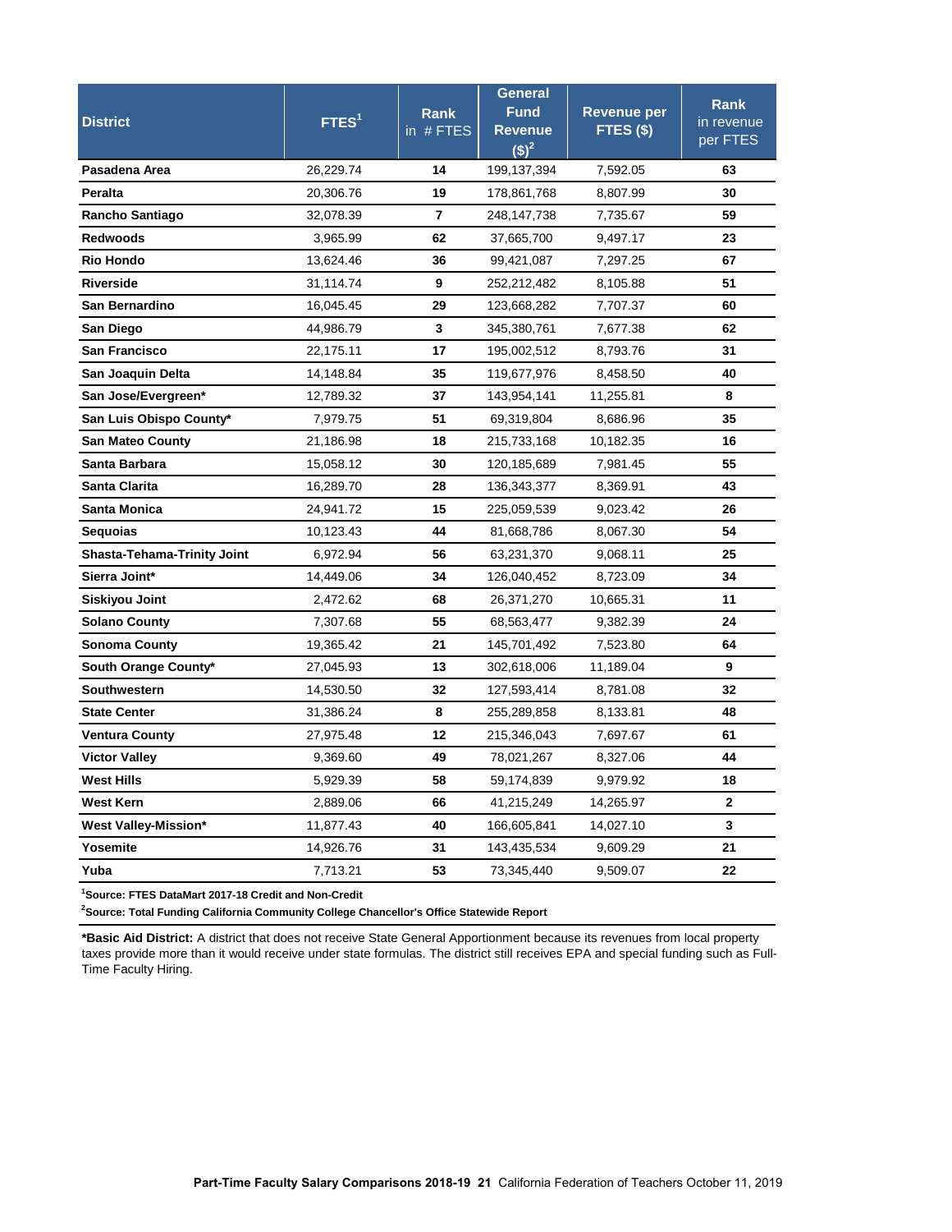| District | FTES[1] | Rank in # FTES | General Fund Revenue ($)[2] | Revenue per FTES ($) | Rank in revenue per FTES |
|---|---|---|---|---|---|
| **Pasadena Area** | 26,229.74 | **14** | 199,137,394 | 7,592.05 | **63** |
| **Peralta** | 20,306.76 | **19** | 178,861,768 | 8,807.99 | **30** |
| **Rancho Santiago** | 32,078.39 | **7** | 248,147,738 | 7,735.67 | **59** |
| **Redwoods** | 3,965.99 | **62** | 37,665,700 | 9,497.17 | **23** |
| **Rio Hondo** | 13,624.46 | **36** | 99,421,087 | 7,297.25 | **67** |
| **Riverside** | 31,114.74 | **9** | 252,212,482 | 8,105.88 | **51** |
| **San Bernardino** | 16,045.45 | **29** | 123,668,282 | 7,707.37 | **60** |
| **San Diego** | 44,986.79 | **3** | 345,380,761 | 7,677.38 | **62** |
| **San Francisco** | 22,175.11 | **17** | 195,002,512 | 8,793.76 | **31** |
| **San Joaquin Delta** | 14,148.84 | **35** | 119,677,976 | 8,458.50 | **40** |
| **San Jose/Evergreen*** | 12,789.32 | **37** | 143,954,141 | 11,255.81 | **8** |
| **San Luis Obispo County*** | 7,979.75 | **51** | 69,319,804 | 8,686.96 | **35** |
| **San Mateo County** | 21,186.98 | **18** | 215,733,168 | 10,182.35 | **16** |
| **Santa Barbara** | 15,058.12 | **30** | 120,185,689 | 7,981.45 | **55** |
| **Santa Clarita** | 16,289.70 | **28** | 136,343,377 | 8,369.91 | **43** |
| **Santa Monica** | 24,941.72 | **15** | 225,059,539 | 9,023.42 | **26** |
| **Sequoias** | 10,123.43 | **44** | 81,668,786 | 8,067.30 | **54** |
| **Shasta-Tehama-Trinity Joint** | 6,972.94 | **56** | 63,231,370 | 9,068.11 | **25** |
| **Sierra Joint*** | 14,449.06 | **34** | 126,040,452 | 8,723.09 | **34** |
| **Siskiyou Joint** | 2,472.62 | **68** | 26,371,270 | 10,665.31 | **11** |
| **Solano County** | 7,307.68 | **55** | 68,563,477 | 9,382.39 | **24** |
| **Sonoma County** | 19,365.42 | **21** | 145,701,492 | 7,523.80 | **64** |
| **South Orange County*** | 27,045.93 | **13** | 302,618,006 | 11,189.04 | **9** |
| **Southwestern** | 14,530.50 | **32** | 127,593,414 | 8,781.08 | **32** |
| **State Center** | 31,386.24 | **8** | 255,289,858 | 8,133.81 | **48** |
| **Ventura County** | 27,975.48 | **12** | 215,346,043 | 7,697.67 | **61** |
| **Victor Valley** | 9,369.60 | **49** | 78,021,267 | 8,327.06 | **44** |
| **West Hills** | 5,929.39 | **58** | 59,174,839 | 9,979.92 | **18** |
| **West Kern** | 2,889.06 | **66** | 41,215,249 | 14,265.97 | **2** |
| **West Valley-Mission*** | 11,877.43 | **40** | 166,605,841 | 14,027.10 | **3** |
| **Yosemite** | 14,926.76 | **31** | 143,435,534 | 9,609.29 | **21** |
| **Yuba** | 7,713.21 | **53** | 73,345,440 | 9,509.07 | **22** |

[1]**Source: FTES DataMart 2017-18 Credit and Non-Credit**

[2]**Source: Total Funding California Community College Chancellor's Office Statewide Report**

***Basic Aid District:** A district that does not receive State General Apportionment because its revenues from local property taxes provide more than it would receive under state formulas. The district still receives EPA and special funding such as Full-Time Faculty Hiring.